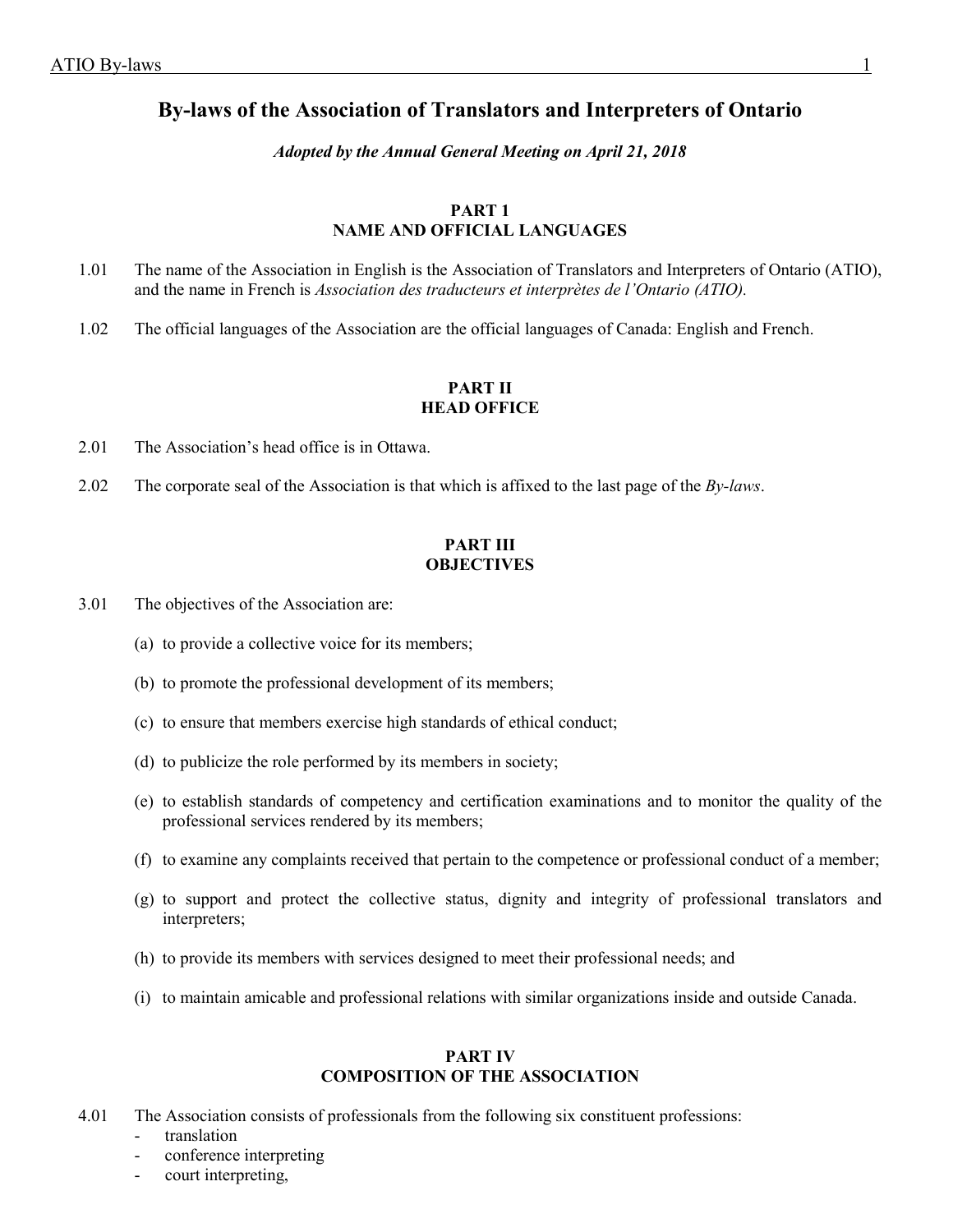# By-laws of the Association of Translators and Interpreters of Ontario

***Adopted by the Annual General Meeting on April 21, 2018***

## PART 1
## NAME AND OFFICIAL LANGUAGES

1.01 The name of the Association in English is the Association of Translators and Interpreters of Ontario (ATIO), and the name in French is *Association des traducteurs et interprètes de l'Ontario (ATIO).*

1.02 The official languages of the Association are the official languages of Canada: English and French.

## PART II
## HEAD OFFICE

2.01 The Association's head office is in Ottawa.

2.02 The corporate seal of the Association is that which is affixed to the last page of the *By-laws*.

## PART III
## OBJECTIVES

3.01 The objectives of the Association are:

(a) to provide a collective voice for its members;

(b) to promote the professional development of its members;

(c) to ensure that members exercise high standards of ethical conduct;

(d) to publicize the role performed by its members in society;

(e) to establish standards of competency and certification examinations and to monitor the quality of the professional services rendered by its members;

(f) to examine any complaints received that pertain to the competence or professional conduct of a member;

(g) to support and protect the collective status, dignity and integrity of professional translators and interpreters;

(h) to provide its members with services designed to meet their professional needs; and

(i) to maintain amicable and professional relations with similar organizations inside and outside Canada.

## PART IV
## COMPOSITION OF THE ASSOCIATION

4.01 The Association consists of professionals from the following six constituent professions:

- translation
- conference interpreting
- court interpreting,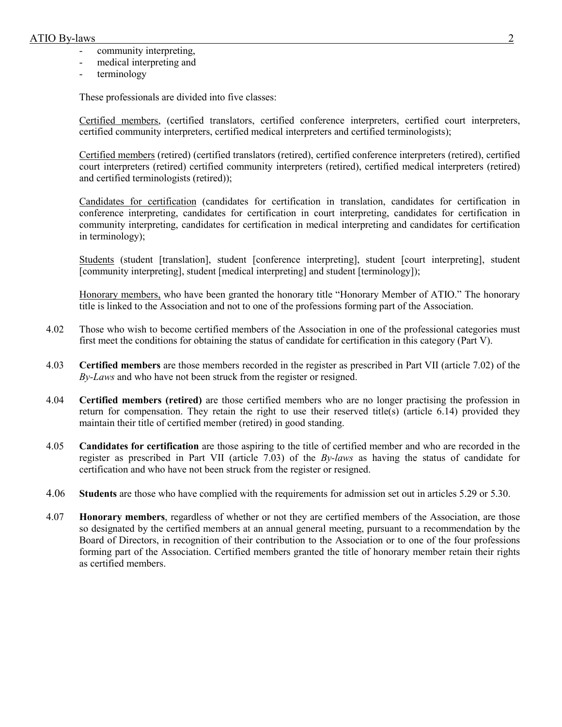- community interpreting,
- medical interpreting and
- terminology

These professionals are divided into five classes:

Certified members, (certified translators, certified conference interpreters, certified court interpreters, certified community interpreters, certified medical interpreters and certified terminologists);

Certified members (retired) (certified translators (retired), certified conference interpreters (retired), certified court interpreters (retired) certified community interpreters (retired), certified medical interpreters (retired) and certified terminologists (retired));

Candidates for certification (candidates for certification in translation, candidates for certification in conference interpreting, candidates for certification in court interpreting, candidates for certification in community interpreting, candidates for certification in medical interpreting and candidates for certification in terminology);

Students (student [translation], student [conference interpreting], student [court interpreting], student [community interpreting], student [medical interpreting] and student [terminology]);

Honorary members, who have been granted the honorary title "Honorary Member of ATIO." The honorary title is linked to the Association and not to one of the professions forming part of the Association.

4.02 Those who wish to become certified members of the Association in one of the professional categories must first meet the conditions for obtaining the status of candidate for certification in this category (Part V).

4.03 **Certified members** are those members recorded in the register as prescribed in Part VII (article 7.02) of the *By-Laws* and who have not been struck from the register or resigned.

4.04 **Certified members (retired)** are those certified members who are no longer practising the profession in return for compensation. They retain the right to use their reserved title(s) (article 6.14) provided they maintain their title of certified member (retired) in good standing.

4.05 **Candidates for certification** are those aspiring to the title of certified member and who are recorded in the register as prescribed in Part VII (article 7.03) of the *By-laws* as having the status of candidate for certification and who have not been struck from the register or resigned.

4.06 **Students** are those who have complied with the requirements for admission set out in articles 5.29 or 5.30.

4.07 **Honorary members**, regardless of whether or not they are certified members of the Association, are those so designated by the certified members at an annual general meeting, pursuant to a recommendation by the Board of Directors, in recognition of their contribution to the Association or to one of the four professions forming part of the Association. Certified members granted the title of honorary member retain their rights as certified members.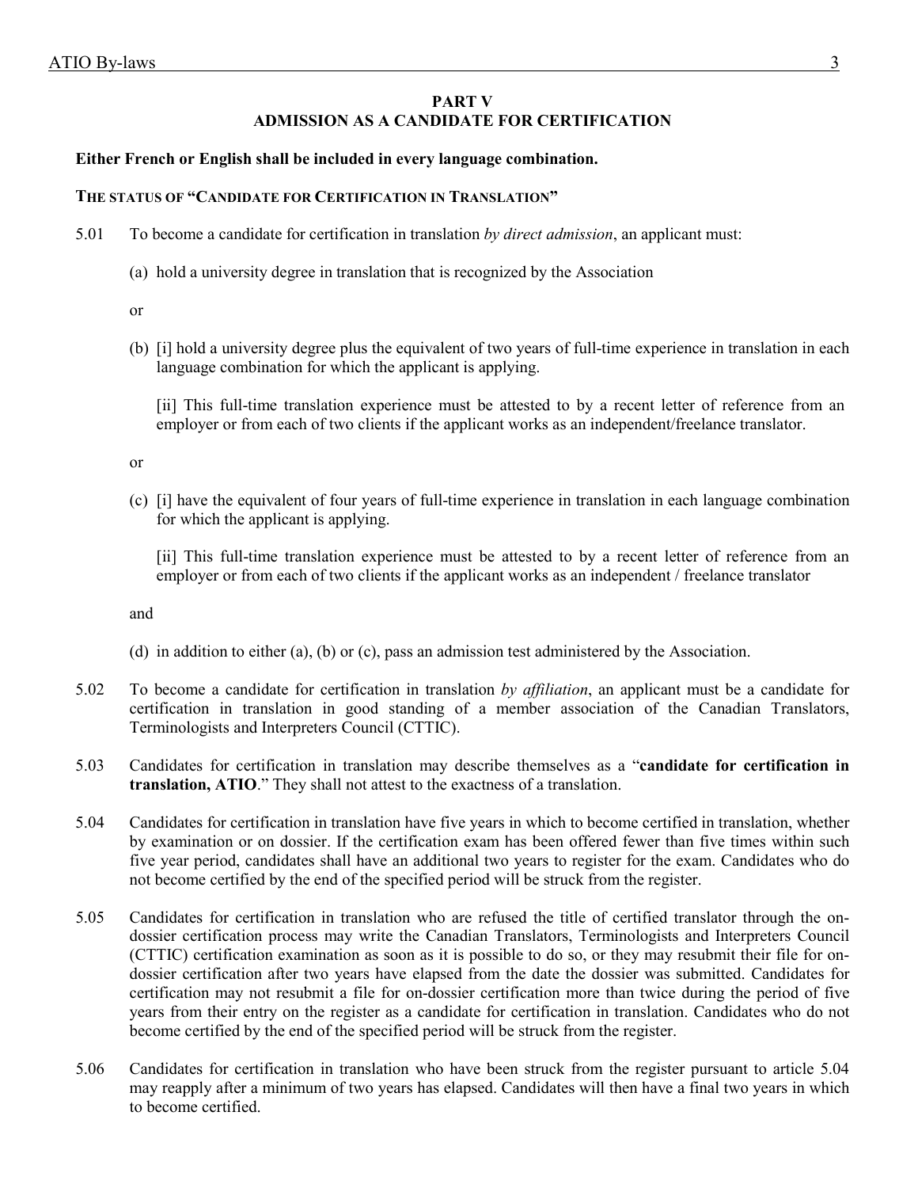## PART V
## ADMISSION AS A CANDIDATE FOR CERTIFICATION

**Either French or English shall be included in every language combination.**

### THE STATUS OF "CANDIDATE FOR CERTIFICATION IN TRANSLATION"

5.01 To become a candidate for certification in translation *by direct admission*, an applicant must:

(a) hold a university degree in translation that is recognized by the Association

or

(b) [i] hold a university degree plus the equivalent of two years of full-time experience in translation in each language combination for which the applicant is applying.

[ii] This full-time translation experience must be attested to by a recent letter of reference from an employer or from each of two clients if the applicant works as an independent/freelance translator.

or

(c) [i] have the equivalent of four years of full-time experience in translation in each language combination for which the applicant is applying.

[ii] This full-time translation experience must be attested to by a recent letter of reference from an employer or from each of two clients if the applicant works as an independent / freelance translator

and

(d) in addition to either (a), (b) or (c), pass an admission test administered by the Association.

5.02 To become a candidate for certification in translation *by affiliation*, an applicant must be a candidate for certification in translation in good standing of a member association of the Canadian Translators, Terminologists and Interpreters Council (CTTIC).

5.03 Candidates for certification in translation may describe themselves as a "**candidate for certification in translation, ATIO**." They shall not attest to the exactness of a translation.

5.04 Candidates for certification in translation have five years in which to become certified in translation, whether by examination or on dossier. If the certification exam has been offered fewer than five times within such five year period, candidates shall have an additional two years to register for the exam. Candidates who do not become certified by the end of the specified period will be struck from the register.

5.05 Candidates for certification in translation who are refused the title of certified translator through the on-dossier certification process may write the Canadian Translators, Terminologists and Interpreters Council (CTTIC) certification examination as soon as it is possible to do so, or they may resubmit their file for on-dossier certification after two years have elapsed from the date the dossier was submitted. Candidates for certification may not resubmit a file for on-dossier certification more than twice during the period of five years from their entry on the register as a candidate for certification in translation. Candidates who do not become certified by the end of the specified period will be struck from the register.

5.06 Candidates for certification in translation who have been struck from the register pursuant to article 5.04 may reapply after a minimum of two years has elapsed. Candidates will then have a final two years in which to become certified.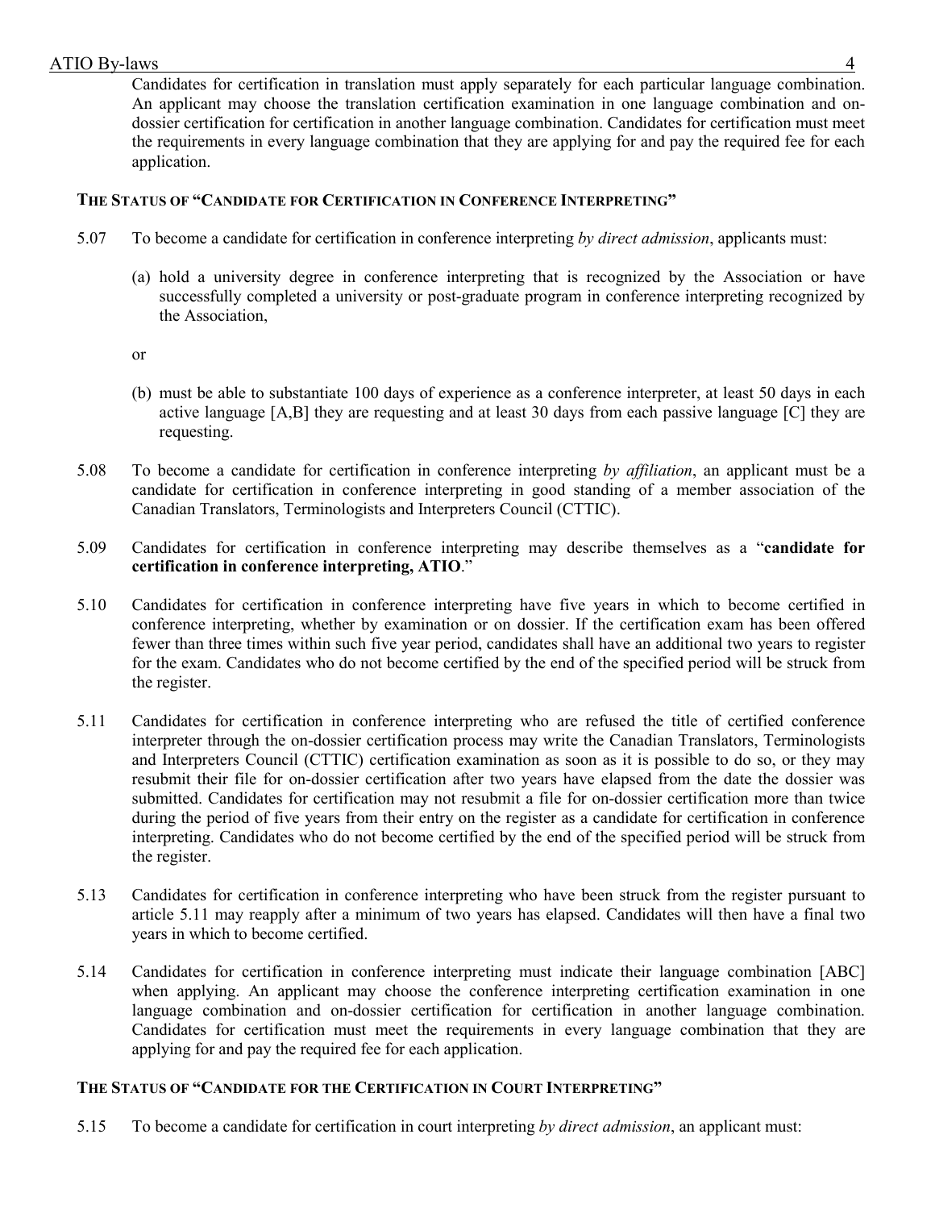Candidates for certification in translation must apply separately for each particular language combination. An applicant may choose the translation certification examination in one language combination and on-dossier certification for certification in another language combination. Candidates for certification must meet the requirements in every language combination that they are applying for and pay the required fee for each application.

#### THE STATUS OF "CANDIDATE FOR CERTIFICATION IN CONFERENCE INTERPRETING"

5.07 To become a candidate for certification in conference interpreting *by direct admission*, applicants must:

(a) hold a university degree in conference interpreting that is recognized by the Association or have successfully completed a university or post-graduate program in conference interpreting recognized by the Association,

or

(b) must be able to substantiate 100 days of experience as a conference interpreter, at least 50 days in each active language [A,B] they are requesting and at least 30 days from each passive language [C] they are requesting.

5.08 To become a candidate for certification in conference interpreting *by affiliation*, an applicant must be a candidate for certification in conference interpreting in good standing of a member association of the Canadian Translators, Terminologists and Interpreters Council (CTTIC).

5.09 Candidates for certification in conference interpreting may describe themselves as a "**candidate for certification in conference interpreting, ATIO**."

5.10 Candidates for certification in conference interpreting have five years in which to become certified in conference interpreting, whether by examination or on dossier. If the certification exam has been offered fewer than three times within such five year period, candidates shall have an additional two years to register for the exam. Candidates who do not become certified by the end of the specified period will be struck from the register.

5.11 Candidates for certification in conference interpreting who are refused the title of certified conference interpreter through the on-dossier certification process may write the Canadian Translators, Terminologists and Interpreters Council (CTTIC) certification examination as soon as it is possible to do so, or they may resubmit their file for on-dossier certification after two years have elapsed from the date the dossier was submitted. Candidates for certification may not resubmit a file for on-dossier certification more than twice during the period of five years from their entry on the register as a candidate for certification in conference interpreting. Candidates who do not become certified by the end of the specified period will be struck from the register.

5.13 Candidates for certification in conference interpreting who have been struck from the register pursuant to article 5.11 may reapply after a minimum of two years has elapsed. Candidates will then have a final two years in which to become certified.

5.14 Candidates for certification in conference interpreting must indicate their language combination [ABC] when applying. An applicant may choose the conference interpreting certification examination in one language combination and on-dossier certification for certification in another language combination. Candidates for certification must meet the requirements in every language combination that they are applying for and pay the required fee for each application.

#### THE STATUS OF "CANDIDATE FOR THE CERTIFICATION IN COURT INTERPRETING"

5.15 To become a candidate for certification in court interpreting *by direct admission*, an applicant must: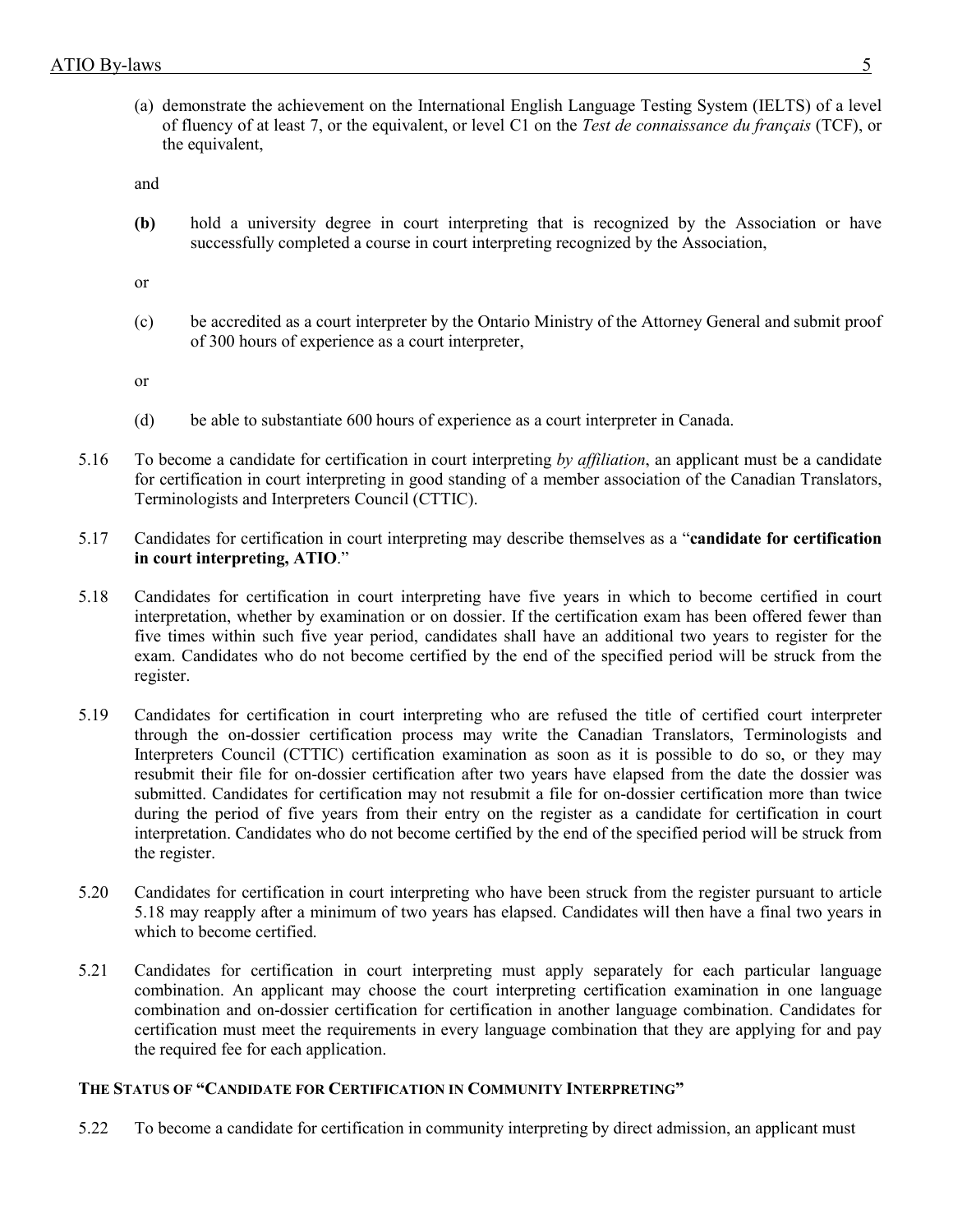(a) demonstrate the achievement on the International English Language Testing System (IELTS) of a level of fluency of at least 7, or the equivalent, or level C1 on the *Test de connaissance du français* (TCF), or the equivalent,

and

**(b)** hold a university degree in court interpreting that is recognized by the Association or have successfully completed a course in court interpreting recognized by the Association,

or

(c) be accredited as a court interpreter by the Ontario Ministry of the Attorney General and submit proof of 300 hours of experience as a court interpreter,

or

(d) be able to substantiate 600 hours of experience as a court interpreter in Canada.

5.16 To become a candidate for certification in court interpreting *by affiliation*, an applicant must be a candidate for certification in court interpreting in good standing of a member association of the Canadian Translators, Terminologists and Interpreters Council (CTTIC).

5.17 Candidates for certification in court interpreting may describe themselves as a "**candidate for certification in court interpreting, ATIO**."

5.18 Candidates for certification in court interpreting have five years in which to become certified in court interpretation, whether by examination or on dossier. If the certification exam has been offered fewer than five times within such five year period, candidates shall have an additional two years to register for the exam. Candidates who do not become certified by the end of the specified period will be struck from the register.

5.19 Candidates for certification in court interpreting who are refused the title of certified court interpreter through the on-dossier certification process may write the Canadian Translators, Terminologists and Interpreters Council (CTTIC) certification examination as soon as it is possible to do so, or they may resubmit their file for on-dossier certification after two years have elapsed from the date the dossier was submitted. Candidates for certification may not resubmit a file for on-dossier certification more than twice during the period of five years from their entry on the register as a candidate for certification in court interpretation. Candidates who do not become certified by the end of the specified period will be struck from the register.

5.20 Candidates for certification in court interpreting who have been struck from the register pursuant to article 5.18 may reapply after a minimum of two years has elapsed. Candidates will then have a final two years in which to become certified.

5.21 Candidates for certification in court interpreting must apply separately for each particular language combination. An applicant may choose the court interpreting certification examination in one language combination and on-dossier certification for certification in another language combination. Candidates for certification must meet the requirements in every language combination that they are applying for and pay the required fee for each application.

#### THE STATUS OF "CANDIDATE FOR CERTIFICATION IN COMMUNITY INTERPRETING"

5.22 To become a candidate for certification in community interpreting by direct admission, an applicant must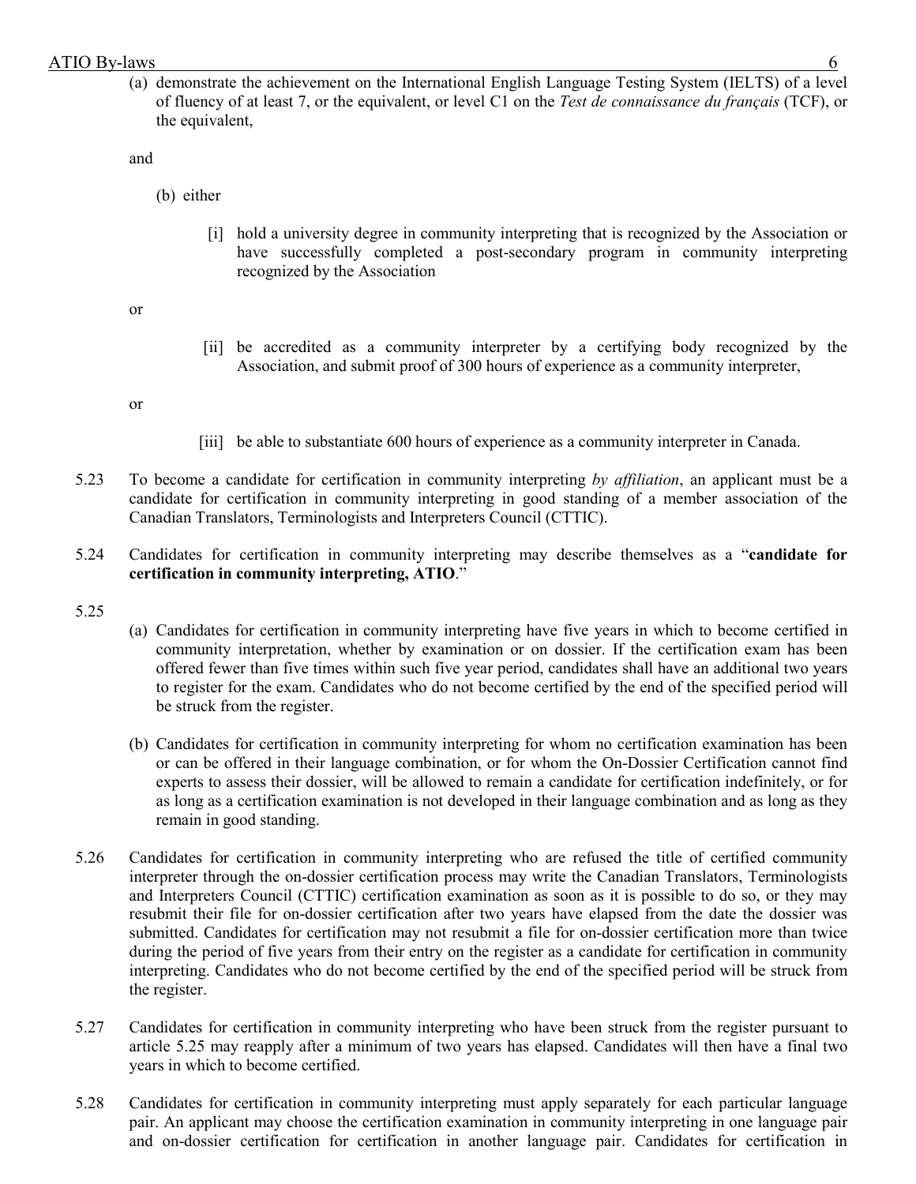(a) demonstrate the achievement on the International English Language Testing System (IELTS) of a level of fluency of at least 7, or the equivalent, or level C1 on the *Test de connaissance du français* (TCF), or the equivalent,

and

(b) either

[i] hold a university degree in community interpreting that is recognized by the Association or have successfully completed a post-secondary program in community interpreting recognized by the Association

or

[ii] be accredited as a community interpreter by a certifying body recognized by the Association, and submit proof of 300 hours of experience as a community interpreter,

or

[iii] be able to substantiate 600 hours of experience as a community interpreter in Canada.

5.23 To become a candidate for certification in community interpreting *by affiliation*, an applicant must be a candidate for certification in community interpreting in good standing of a member association of the Canadian Translators, Terminologists and Interpreters Council (CTTIC).

5.24 Candidates for certification in community interpreting may describe themselves as a "**candidate for certification in community interpreting, ATIO**."

5.25

(a) Candidates for certification in community interpreting have five years in which to become certified in community interpretation, whether by examination or on dossier. If the certification exam has been offered fewer than five times within such five year period, candidates shall have an additional two years to register for the exam. Candidates who do not become certified by the end of the specified period will be struck from the register.

(b) Candidates for certification in community interpreting for whom no certification examination has been or can be offered in their language combination, or for whom the On-Dossier Certification cannot find experts to assess their dossier, will be allowed to remain a candidate for certification indefinitely, or for as long as a certification examination is not developed in their language combination and as long as they remain in good standing.

5.26 Candidates for certification in community interpreting who are refused the title of certified community interpreter through the on-dossier certification process may write the Canadian Translators, Terminologists and Interpreters Council (CTTIC) certification examination as soon as it is possible to do so, or they may resubmit their file for on-dossier certification after two years have elapsed from the date the dossier was submitted. Candidates for certification may not resubmit a file for on-dossier certification more than twice during the period of five years from their entry on the register as a candidate for certification in community interpreting. Candidates who do not become certified by the end of the specified period will be struck from the register.

5.27 Candidates for certification in community interpreting who have been struck from the register pursuant to article 5.25 may reapply after a minimum of two years has elapsed. Candidates will then have a final two years in which to become certified.

5.28 Candidates for certification in community interpreting must apply separately for each particular language pair. An applicant may choose the certification examination in community interpreting in one language pair and on-dossier certification for certification in another language pair. Candidates for certification in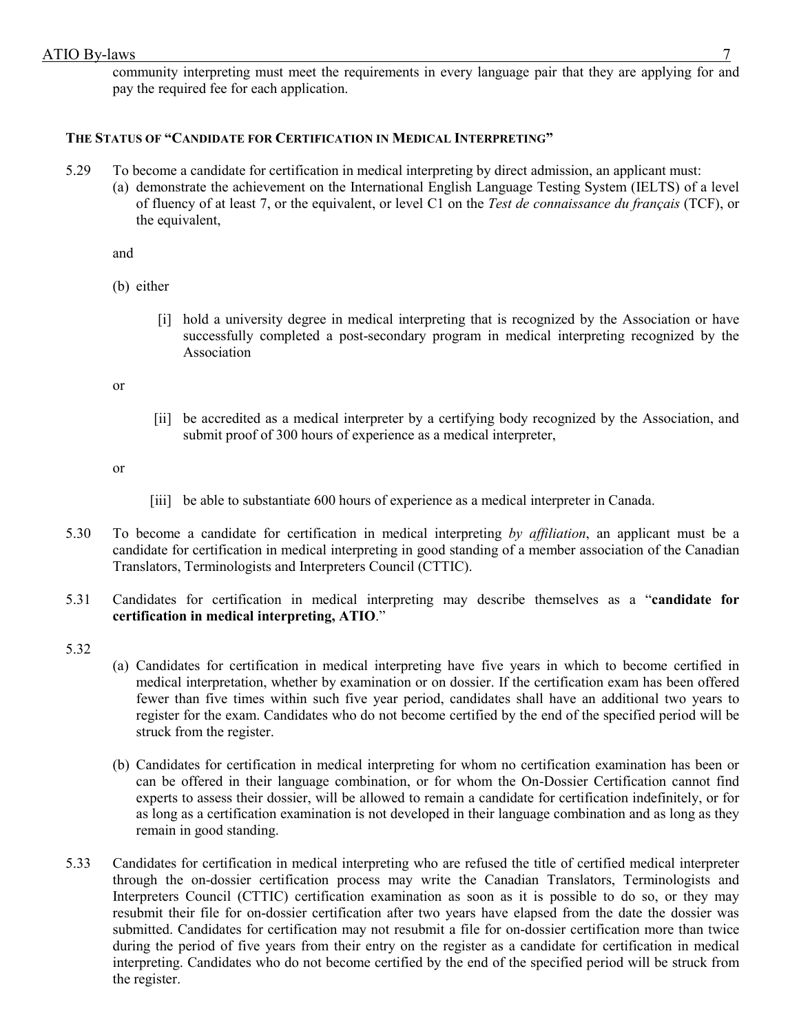community interpreting must meet the requirements in every language pair that they are applying for and pay the required fee for each application.

### The Status of "Candidate for Certification in Medical Interpreting"

5.29 To become a candidate for certification in medical interpreting by direct admission, an applicant must:

(a) demonstrate the achievement on the International English Language Testing System (IELTS) of a level of fluency of at least 7, or the equivalent, or level C1 on the *Test de connaissance du français* (TCF), or the equivalent,

and

(b) either

[i] hold a university degree in medical interpreting that is recognized by the Association or have successfully completed a post-secondary program in medical interpreting recognized by the Association

or

[ii] be accredited as a medical interpreter by a certifying body recognized by the Association, and submit proof of 300 hours of experience as a medical interpreter,

or

[iii] be able to substantiate 600 hours of experience as a medical interpreter in Canada.

5.30 To become a candidate for certification in medical interpreting *by affiliation*, an applicant must be a candidate for certification in medical interpreting in good standing of a member association of the Canadian Translators, Terminologists and Interpreters Council (CTTIC).

5.31 Candidates for certification in medical interpreting may describe themselves as a "**candidate for certification in medical interpreting, ATIO**."

5.32

(a) Candidates for certification in medical interpreting have five years in which to become certified in medical interpretation, whether by examination or on dossier. If the certification exam has been offered fewer than five times within such five year period, candidates shall have an additional two years to register for the exam. Candidates who do not become certified by the end of the specified period will be struck from the register.

(b) Candidates for certification in medical interpreting for whom no certification examination has been or can be offered in their language combination, or for whom the On-Dossier Certification cannot find experts to assess their dossier, will be allowed to remain a candidate for certification indefinitely, or for as long as a certification examination is not developed in their language combination and as long as they remain in good standing.

5.33 Candidates for certification in medical interpreting who are refused the title of certified medical interpreter through the on-dossier certification process may write the Canadian Translators, Terminologists and Interpreters Council (CTTIC) certification examination as soon as it is possible to do so, or they may resubmit their file for on-dossier certification after two years have elapsed from the date the dossier was submitted. Candidates for certification may not resubmit a file for on-dossier certification more than twice during the period of five years from their entry on the register as a candidate for certification in medical interpreting. Candidates who do not become certified by the end of the specified period will be struck from the register.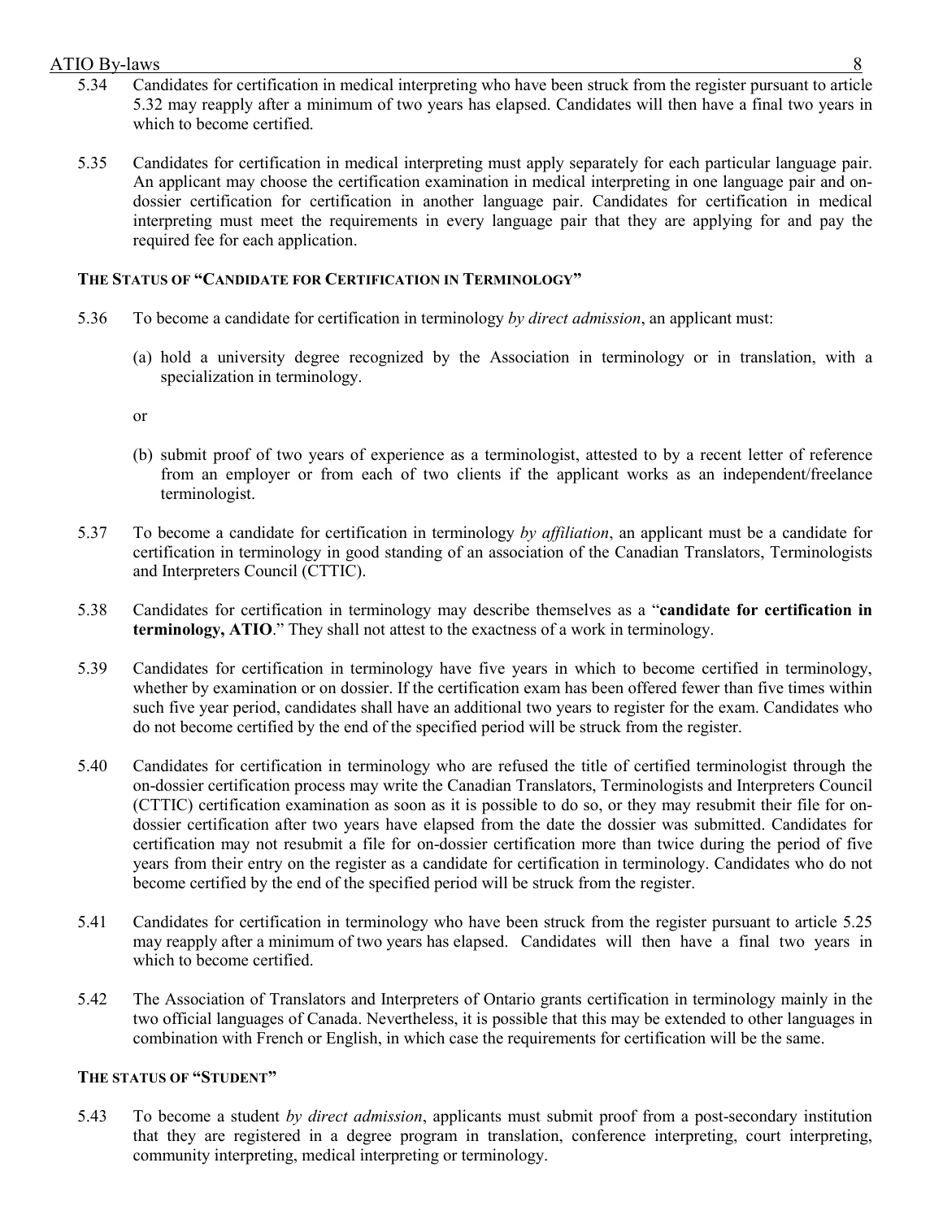5.34 Candidates for certification in medical interpreting who have been struck from the register pursuant to article 5.32 may reapply after a minimum of two years has elapsed. Candidates will then have a final two years in which to become certified.

5.35 Candidates for certification in medical interpreting must apply separately for each particular language pair. An applicant may choose the certification examination in medical interpreting in one language pair and on-dossier certification for certification in another language pair. Candidates for certification in medical interpreting must meet the requirements in every language pair that they are applying for and pay the required fee for each application.

#### THE STATUS OF "CANDIDATE FOR CERTIFICATION IN TERMINOLOGY"

5.36 To become a candidate for certification in terminology *by direct admission*, an applicant must:

(a) hold a university degree recognized by the Association in terminology or in translation, with a specialization in terminology.

or

(b) submit proof of two years of experience as a terminologist, attested to by a recent letter of reference from an employer or from each of two clients if the applicant works as an independent/freelance terminologist.

5.37 To become a candidate for certification in terminology *by affiliation*, an applicant must be a candidate for certification in terminology in good standing of an association of the Canadian Translators, Terminologists and Interpreters Council (CTTIC).

5.38 Candidates for certification in terminology may describe themselves as a "**candidate for certification in terminology, ATIO**." They shall not attest to the exactness of a work in terminology.

5.39 Candidates for certification in terminology have five years in which to become certified in terminology, whether by examination or on dossier. If the certification exam has been offered fewer than five times within such five year period, candidates shall have an additional two years to register for the exam. Candidates who do not become certified by the end of the specified period will be struck from the register.

5.40 Candidates for certification in terminology who are refused the title of certified terminologist through the on-dossier certification process may write the Canadian Translators, Terminologists and Interpreters Council (CTTIC) certification examination as soon as it is possible to do so, or they may resubmit their file for on-dossier certification after two years have elapsed from the date the dossier was submitted. Candidates for certification may not resubmit a file for on-dossier certification more than twice during the period of five years from their entry on the register as a candidate for certification in terminology. Candidates who do not become certified by the end of the specified period will be struck from the register.

5.41 Candidates for certification in terminology who have been struck from the register pursuant to article 5.25 may reapply after a minimum of two years has elapsed. Candidates will then have a final two years in which to become certified.

5.42 The Association of Translators and Interpreters of Ontario grants certification in terminology mainly in the two official languages of Canada. Nevertheless, it is possible that this may be extended to other languages in combination with French or English, in which case the requirements for certification will be the same.

#### THE STATUS OF "STUDENT"

5.43 To become a student *by direct admission*, applicants must submit proof from a post-secondary institution that they are registered in a degree program in translation, conference interpreting, court interpreting, community interpreting, medical interpreting or terminology.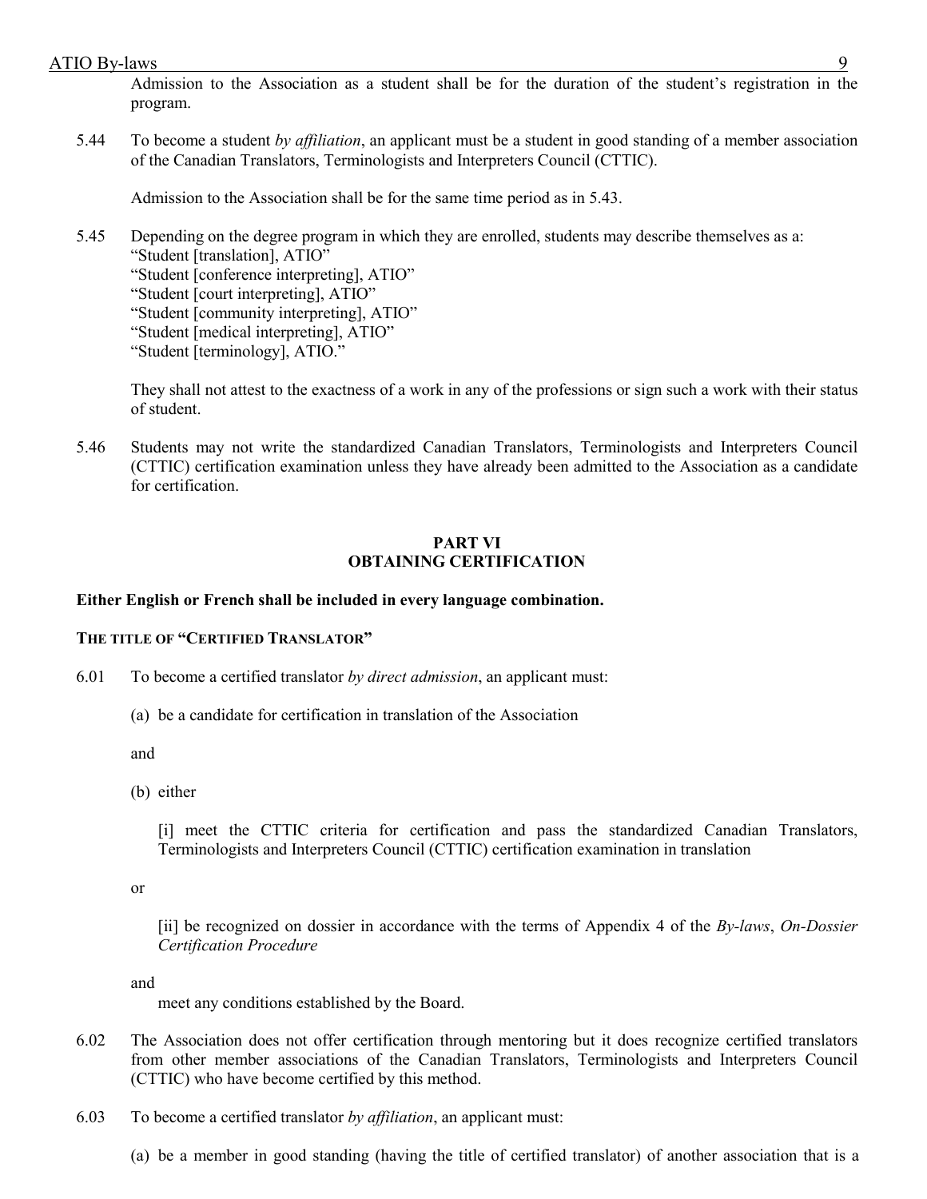Admission to the Association as a student shall be for the duration of the student's registration in the program.

5.44 To become a student *by affiliation*, an applicant must be a student in good standing of a member association of the Canadian Translators, Terminologists and Interpreters Council (CTTIC).

Admission to the Association shall be for the same time period as in 5.43.

5.45 Depending on the degree program in which they are enrolled, students may describe themselves as a:
"Student [translation], ATIO"
"Student [conference interpreting], ATIO"
"Student [court interpreting], ATIO"
"Student [community interpreting], ATIO"
"Student [medical interpreting], ATIO"
"Student [terminology], ATIO."

They shall not attest to the exactness of a work in any of the professions or sign such a work with their status of student.

5.46 Students may not write the standardized Canadian Translators, Terminologists and Interpreters Council (CTTIC) certification examination unless they have already been admitted to the Association as a candidate for certification.

## PART VI
## OBTAINING CERTIFICATION

**Either English or French shall be included in every language combination.**

### THE TITLE OF "CERTIFIED TRANSLATOR"

6.01 To become a certified translator *by direct admission*, an applicant must:

(a) be a candidate for certification in translation of the Association

and

(b) either

[i] meet the CTTIC criteria for certification and pass the standardized Canadian Translators, Terminologists and Interpreters Council (CTTIC) certification examination in translation

or

[ii] be recognized on dossier in accordance with the terms of Appendix 4 of the *By-laws*, *On-Dossier Certification Procedure*

and

meet any conditions established by the Board.

6.02 The Association does not offer certification through mentoring but it does recognize certified translators from other member associations of the Canadian Translators, Terminologists and Interpreters Council (CTTIC) who have become certified by this method.

6.03 To become a certified translator *by affiliation*, an applicant must:

(a) be a member in good standing (having the title of certified translator) of another association that is a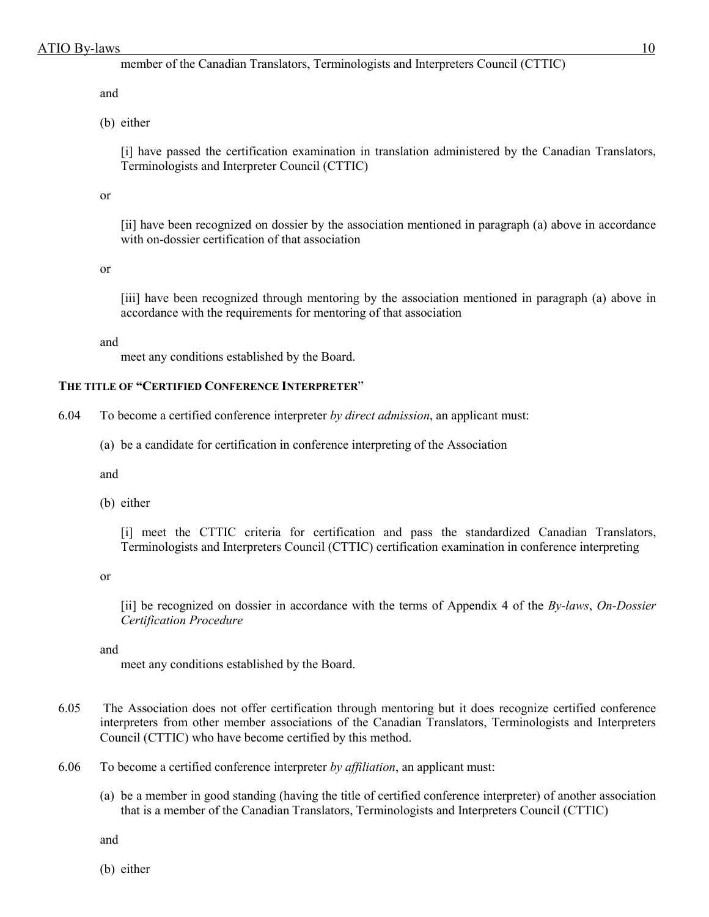member of the Canadian Translators, Terminologists and Interpreters Council (CTTIC)

and

(b) either

[i] have passed the certification examination in translation administered by the Canadian Translators, Terminologists and Interpreter Council (CTTIC)

or

[ii] have been recognized on dossier by the association mentioned in paragraph (a) above in accordance with on-dossier certification of that association

or

[iii] have been recognized through mentoring by the association mentioned in paragraph (a) above in accordance with the requirements for mentoring of that association

and

meet any conditions established by the Board.

**THE TITLE OF "CERTIFIED CONFERENCE INTERPRETER"**

6.04 To become a certified conference interpreter *by direct admission*, an applicant must:

(a) be a candidate for certification in conference interpreting of the Association

and

(b) either

[i] meet the CTTIC criteria for certification and pass the standardized Canadian Translators, Terminologists and Interpreters Council (CTTIC) certification examination in conference interpreting

or

[ii] be recognized on dossier in accordance with the terms of Appendix 4 of the *By-laws*, *On-Dossier Certification Procedure*

and

meet any conditions established by the Board.

6.05 The Association does not offer certification through mentoring but it does recognize certified conference interpreters from other member associations of the Canadian Translators, Terminologists and Interpreters Council (CTTIC) who have become certified by this method.

6.06 To become a certified conference interpreter *by affiliation*, an applicant must:

(a) be a member in good standing (having the title of certified conference interpreter) of another association that is a member of the Canadian Translators, Terminologists and Interpreters Council (CTTIC)

and

(b) either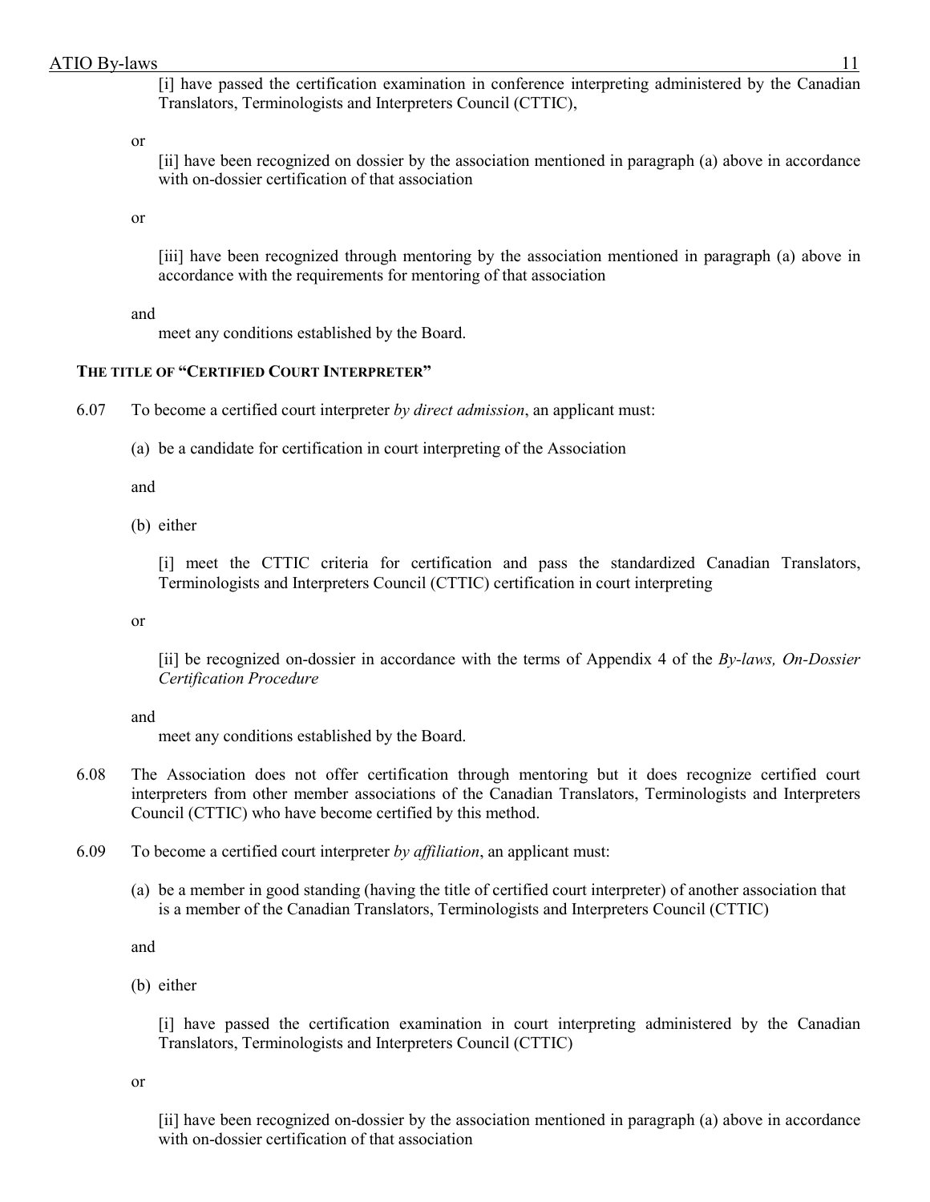[i] have passed the certification examination in conference interpreting administered by the Canadian Translators, Terminologists and Interpreters Council (CTTIC),

or

[ii] have been recognized on dossier by the association mentioned in paragraph (a) above in accordance with on-dossier certification of that association

or

[iii] have been recognized through mentoring by the association mentioned in paragraph (a) above in accordance with the requirements for mentoring of that association

and

meet any conditions established by the Board.

#### THE TITLE OF "CERTIFIED COURT INTERPRETER"

6.07 To become a certified court interpreter *by direct admission*, an applicant must:

(a) be a candidate for certification in court interpreting of the Association

and

(b) either

[i] meet the CTTIC criteria for certification and pass the standardized Canadian Translators, Terminologists and Interpreters Council (CTTIC) certification in court interpreting

or

[ii] be recognized on-dossier in accordance with the terms of Appendix 4 of the *By-laws, On-Dossier Certification Procedure*

and

meet any conditions established by the Board.

6.08 The Association does not offer certification through mentoring but it does recognize certified court interpreters from other member associations of the Canadian Translators, Terminologists and Interpreters Council (CTTIC) who have become certified by this method.

6.09 To become a certified court interpreter *by affiliation*, an applicant must:

(a) be a member in good standing (having the title of certified court interpreter) of another association that is a member of the Canadian Translators, Terminologists and Interpreters Council (CTTIC)

and

(b) either

[i] have passed the certification examination in court interpreting administered by the Canadian Translators, Terminologists and Interpreters Council (CTTIC)

or

[ii] have been recognized on-dossier by the association mentioned in paragraph (a) above in accordance with on-dossier certification of that association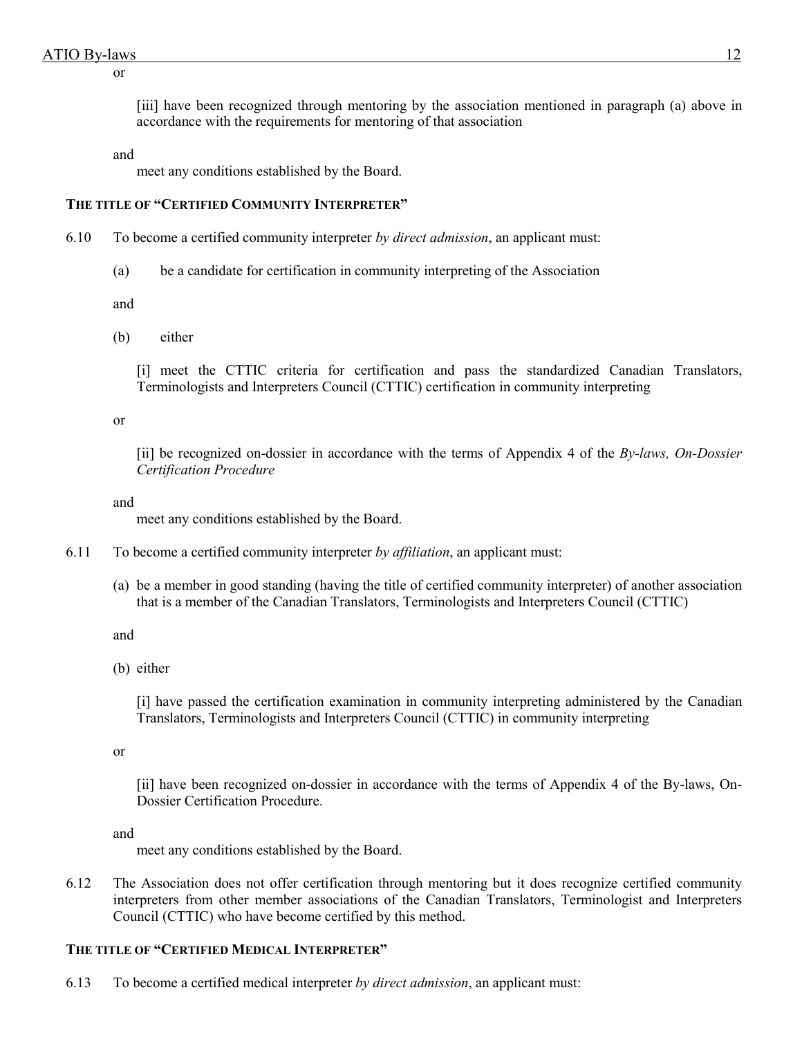or

[iii] have been recognized through mentoring by the association mentioned in paragraph (a) above in accordance with the requirements for mentoring of that association

and

meet any conditions established by the Board.

#### THE TITLE OF "CERTIFIED COMMUNITY INTERPRETER"

6.10 To become a certified community interpreter *by direct admission*, an applicant must:

(a) be a candidate for certification in community interpreting of the Association

and

(b) either

[i] meet the CTTIC criteria for certification and pass the standardized Canadian Translators, Terminologists and Interpreters Council (CTTIC) certification in community interpreting

or

[ii] be recognized on-dossier in accordance with the terms of Appendix 4 of the *By-laws, On-Dossier Certification Procedure*

and

meet any conditions established by the Board.

6.11 To become a certified community interpreter *by affiliation*, an applicant must:

(a) be a member in good standing (having the title of certified community interpreter) of another association that is a member of the Canadian Translators, Terminologists and Interpreters Council (CTTIC)

and

(b) either

[i] have passed the certification examination in community interpreting administered by the Canadian Translators, Terminologists and Interpreters Council (CTTIC) in community interpreting

or

[ii] have been recognized on-dossier in accordance with the terms of Appendix 4 of the By-laws, On-Dossier Certification Procedure.

and

meet any conditions established by the Board.

6.12 The Association does not offer certification through mentoring but it does recognize certified community interpreters from other member associations of the Canadian Translators, Terminologist and Interpreters Council (CTTIC) who have become certified by this method.

#### THE TITLE OF "CERTIFIED MEDICAL INTERPRETER"

6.13 To become a certified medical interpreter *by direct admission*, an applicant must: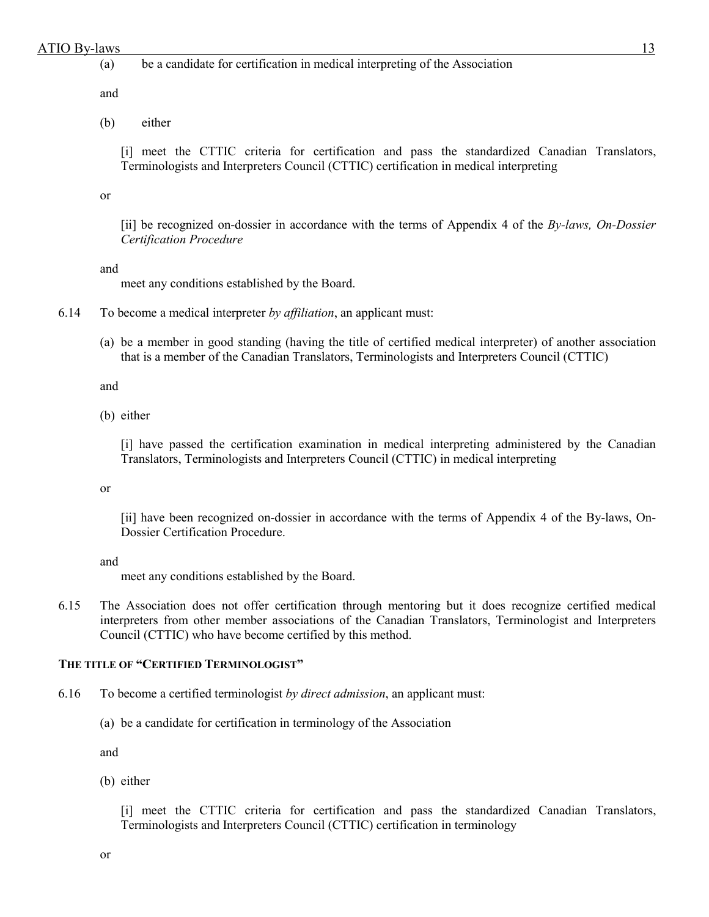(a) be a candidate for certification in medical interpreting of the Association

and

(b) either

[i] meet the CTTIC criteria for certification and pass the standardized Canadian Translators, Terminologists and Interpreters Council (CTTIC) certification in medical interpreting

or

[ii] be recognized on-dossier in accordance with the terms of Appendix 4 of the *By-laws, On-Dossier Certification Procedure*

and

meet any conditions established by the Board.

6.14 To become a medical interpreter *by affiliation*, an applicant must:

(a) be a member in good standing (having the title of certified medical interpreter) of another association that is a member of the Canadian Translators, Terminologists and Interpreters Council (CTTIC)

and

(b) either

[i] have passed the certification examination in medical interpreting administered by the Canadian Translators, Terminologists and Interpreters Council (CTTIC) in medical interpreting

or

[ii] have been recognized on-dossier in accordance with the terms of Appendix 4 of the By-laws, On-Dossier Certification Procedure.

and

meet any conditions established by the Board.

6.15 The Association does not offer certification through mentoring but it does recognize certified medical interpreters from other member associations of the Canadian Translators, Terminologist and Interpreters Council (CTTIC) who have become certified by this method.

**THE TITLE OF "CERTIFIED TERMINOLOGIST"**

6.16 To become a certified terminologist *by direct admission*, an applicant must:

(a) be a candidate for certification in terminology of the Association

and

(b) either

[i] meet the CTTIC criteria for certification and pass the standardized Canadian Translators, Terminologists and Interpreters Council (CTTIC) certification in terminology

or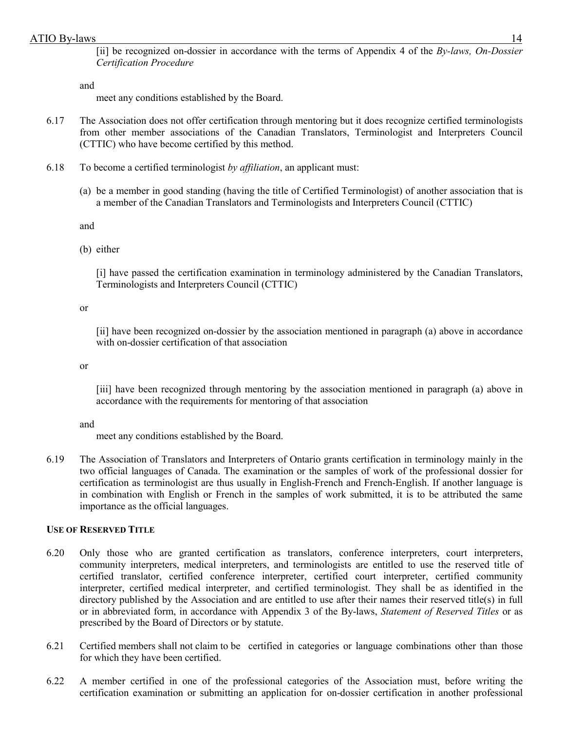[ii] be recognized on-dossier in accordance with the terms of Appendix 4 of the *By-laws, On-Dossier Certification Procedure*

and

meet any conditions established by the Board.

6.17 The Association does not offer certification through mentoring but it does recognize certified terminologists from other member associations of the Canadian Translators, Terminologist and Interpreters Council (CTTIC) who have become certified by this method.

6.18 To become a certified terminologist *by affiliation*, an applicant must:

(a) be a member in good standing (having the title of Certified Terminologist) of another association that is a member of the Canadian Translators and Terminologists and Interpreters Council (CTTIC)

and

(b) either

[i] have passed the certification examination in terminology administered by the Canadian Translators, Terminologists and Interpreters Council (CTTIC)

or

[ii] have been recognized on-dossier by the association mentioned in paragraph (a) above in accordance with on-dossier certification of that association

or

[iii] have been recognized through mentoring by the association mentioned in paragraph (a) above in accordance with the requirements for mentoring of that association

and

meet any conditions established by the Board.

6.19 The Association of Translators and Interpreters of Ontario grants certification in terminology mainly in the two official languages of Canada. The examination or the samples of work of the professional dossier for certification as terminologist are thus usually in English-French and French-English. If another language is in combination with English or French in the samples of work submitted, it is to be attributed the same importance as the official languages.

#### USE OF RESERVED TITLE

6.20 Only those who are granted certification as translators, conference interpreters, court interpreters, community interpreters, medical interpreters, and terminologists are entitled to use the reserved title of certified translator, certified conference interpreter, certified court interpreter, certified community interpreter, certified medical interpreter, and certified terminologist. They shall be as identified in the directory published by the Association and are entitled to use after their names their reserved title(s) in full or in abbreviated form, in accordance with Appendix 3 of the By-laws, *Statement of Reserved Titles* or as prescribed by the Board of Directors or by statute.

6.21 Certified members shall not claim to be certified in categories or language combinations other than those for which they have been certified.

6.22 A member certified in one of the professional categories of the Association must, before writing the certification examination or submitting an application for on-dossier certification in another professional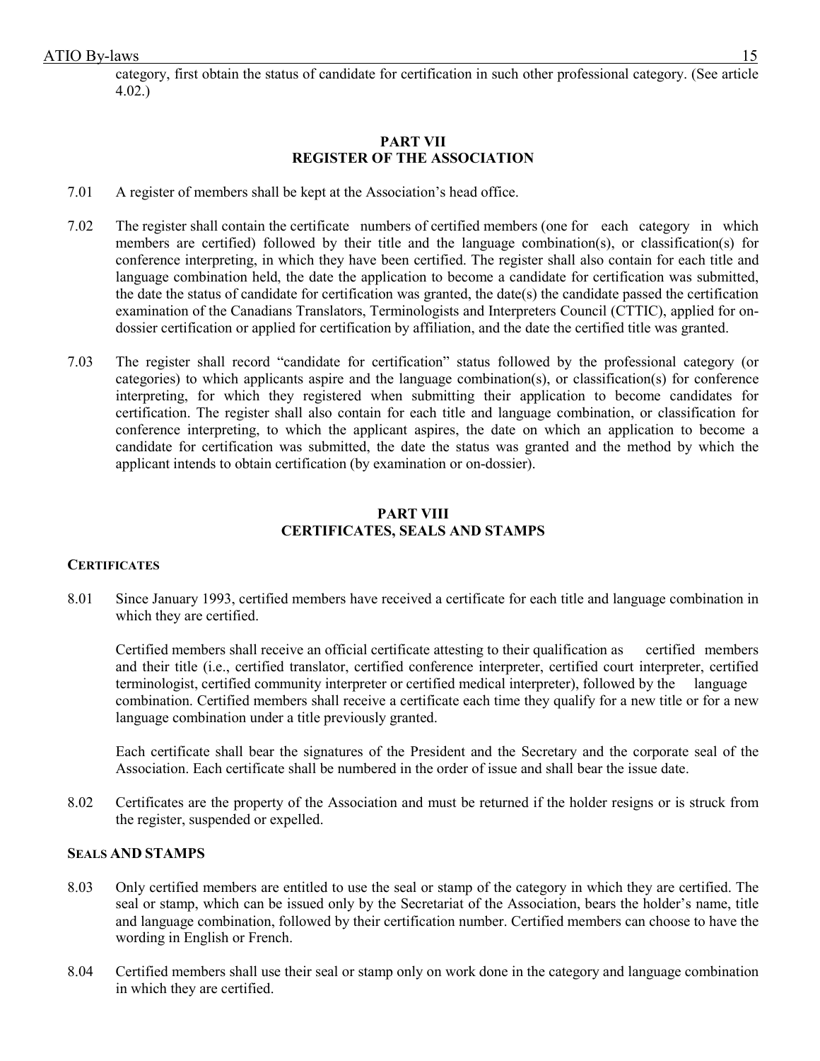category, first obtain the status of candidate for certification in such other professional category. (See article 4.02.)

## PART VII
## REGISTER OF THE ASSOCIATION

7.01 A register of members shall be kept at the Association's head office.

7.02 The register shall contain the certificate numbers of certified members (one for each category in which members are certified) followed by their title and the language combination(s), or classification(s) for conference interpreting, in which they have been certified. The register shall also contain for each title and language combination held, the date the application to become a candidate for certification was submitted, the date the status of candidate for certification was granted, the date(s) the candidate passed the certification examination of the Canadians Translators, Terminologists and Interpreters Council (CTTIC), applied for on-dossier certification or applied for certification by affiliation, and the date the certified title was granted.

7.03 The register shall record "candidate for certification" status followed by the professional category (or categories) to which applicants aspire and the language combination(s), or classification(s) for conference interpreting, for which they registered when submitting their application to become candidates for certification. The register shall also contain for each title and language combination, or classification for conference interpreting, to which the applicant aspires, the date on which an application to become a candidate for certification was submitted, the date the status was granted and the method by which the applicant intends to obtain certification (by examination or on-dossier).

## PART VIII
## CERTIFICATES, SEALS AND STAMPS

### CERTIFICATES

8.01 Since January 1993, certified members have received a certificate for each title and language combination in which they are certified.

Certified members shall receive an official certificate attesting to their qualification as certified members and their title (i.e., certified translator, certified conference interpreter, certified court interpreter, certified terminologist, certified community interpreter or certified medical interpreter), followed by the language combination. Certified members shall receive a certificate each time they qualify for a new title or for a new language combination under a title previously granted.

Each certificate shall bear the signatures of the President and the Secretary and the corporate seal of the Association. Each certificate shall be numbered in the order of issue and shall bear the issue date.

8.02 Certificates are the property of the Association and must be returned if the holder resigns or is struck from the register, suspended or expelled.

### SEALS AND STAMPS

8.03 Only certified members are entitled to use the seal or stamp of the category in which they are certified. The seal or stamp, which can be issued only by the Secretariat of the Association, bears the holder's name, title and language combination, followed by their certification number. Certified members can choose to have the wording in English or French.

8.04 Certified members shall use their seal or stamp only on work done in the category and language combination in which they are certified.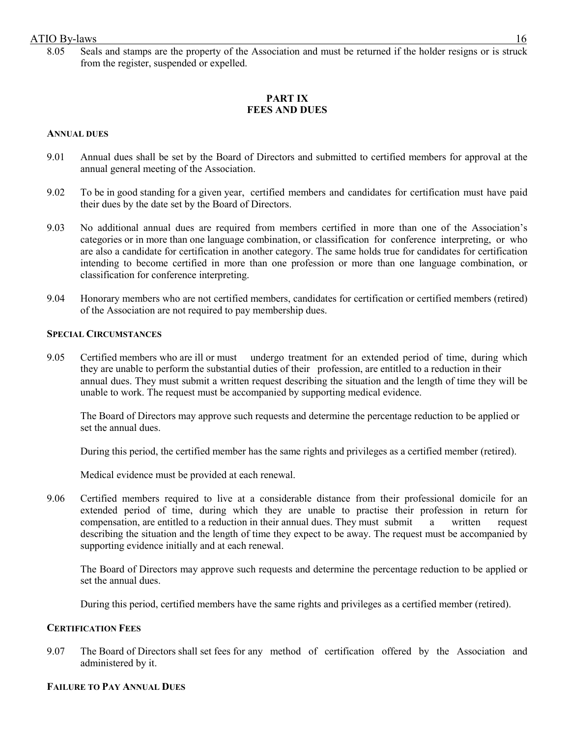8.05 Seals and stamps are the property of the Association and must be returned if the holder resigns or is struck from the register, suspended or expelled.

## PART IX
## FEES AND DUES

#### ANNUAL DUES

9.01 Annual dues shall be set by the Board of Directors and submitted to certified members for approval at the annual general meeting of the Association.

9.02 To be in good standing for a given year, certified members and candidates for certification must have paid their dues by the date set by the Board of Directors.

9.03 No additional annual dues are required from members certified in more than one of the Association's categories or in more than one language combination, or classification for conference interpreting, or who are also a candidate for certification in another category. The same holds true for candidates for certification intending to become certified in more than one profession or more than one language combination, or classification for conference interpreting.

9.04 Honorary members who are not certified members, candidates for certification or certified members (retired) of the Association are not required to pay membership dues.

#### SPECIAL CIRCUMSTANCES

9.05 Certified members who are ill or must undergo treatment for an extended period of time, during which they are unable to perform the substantial duties of their profession, are entitled to a reduction in their annual dues. They must submit a written request describing the situation and the length of time they will be unable to work. The request must be accompanied by supporting medical evidence.

The Board of Directors may approve such requests and determine the percentage reduction to be applied or set the annual dues.

During this period, the certified member has the same rights and privileges as a certified member (retired).

Medical evidence must be provided at each renewal.

9.06 Certified members required to live at a considerable distance from their professional domicile for an extended period of time, during which they are unable to practise their profession in return for compensation, are entitled to a reduction in their annual dues. They must submit a written request describing the situation and the length of time they expect to be away. The request must be accompanied by supporting evidence initially and at each renewal.

The Board of Directors may approve such requests and determine the percentage reduction to be applied or set the annual dues.

During this period, certified members have the same rights and privileges as a certified member (retired).

#### CERTIFICATION FEES

9.07 The Board of Directors shall set fees for any method of certification offered by the Association and administered by it.

#### FAILURE TO PAY ANNUAL DUES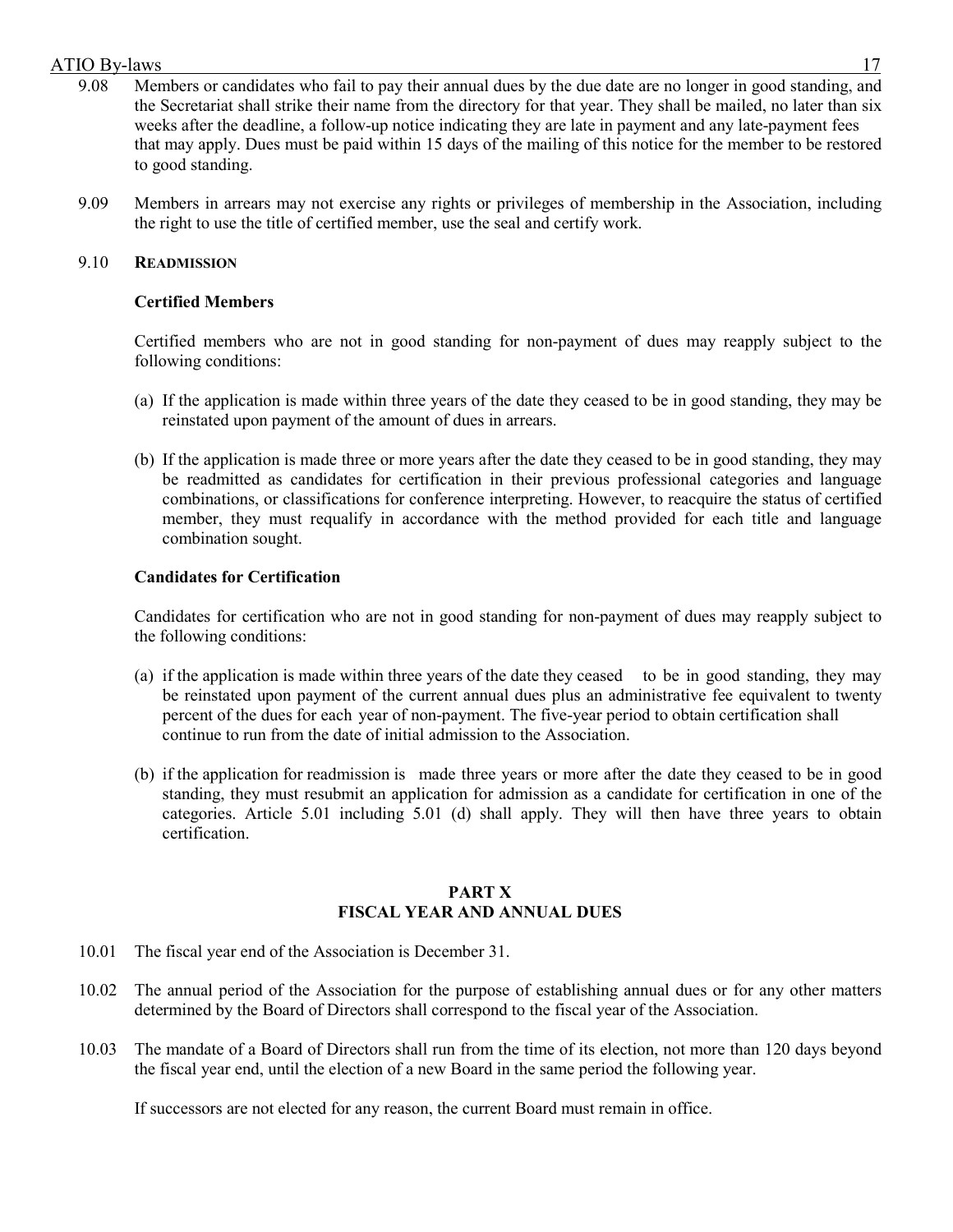9.08 Members or candidates who fail to pay their annual dues by the due date are no longer in good standing, and the Secretariat shall strike their name from the directory for that year. They shall be mailed, no later than six weeks after the deadline, a follow-up notice indicating they are late in payment and any late-payment fees that may apply. Dues must be paid within 15 days of the mailing of this notice for the member to be restored to good standing.

9.09 Members in arrears may not exercise any rights or privileges of membership in the Association, including the right to use the title of certified member, use the seal and certify work.

9.10 **READMISSION**

**Certified Members**

Certified members who are not in good standing for non-payment of dues may reapply subject to the following conditions:

(a) If the application is made within three years of the date they ceased to be in good standing, they may be reinstated upon payment of the amount of dues in arrears.

(b) If the application is made three or more years after the date they ceased to be in good standing, they may be readmitted as candidates for certification in their previous professional categories and language combinations, or classifications for conference interpreting. However, to reacquire the status of certified member, they must requalify in accordance with the method provided for each title and language combination sought.

**Candidates for Certification**

Candidates for certification who are not in good standing for non-payment of dues may reapply subject to the following conditions:

(a) if the application is made within three years of the date they ceased to be in good standing, they may be reinstated upon payment of the current annual dues plus an administrative fee equivalent to twenty percent of the dues for each year of non-payment. The five-year period to obtain certification shall continue to run from the date of initial admission to the Association.

(b) if the application for readmission is made three years or more after the date they ceased to be in good standing, they must resubmit an application for admission as a candidate for certification in one of the categories. Article 5.01 including 5.01 (d) shall apply. They will then have three years to obtain certification.

## PART X
## FISCAL YEAR AND ANNUAL DUES

10.01 The fiscal year end of the Association is December 31.

10.02 The annual period of the Association for the purpose of establishing annual dues or for any other matters determined by the Board of Directors shall correspond to the fiscal year of the Association.

10.03 The mandate of a Board of Directors shall run from the time of its election, not more than 120 days beyond the fiscal year end, until the election of a new Board in the same period the following year.

If successors are not elected for any reason, the current Board must remain in office.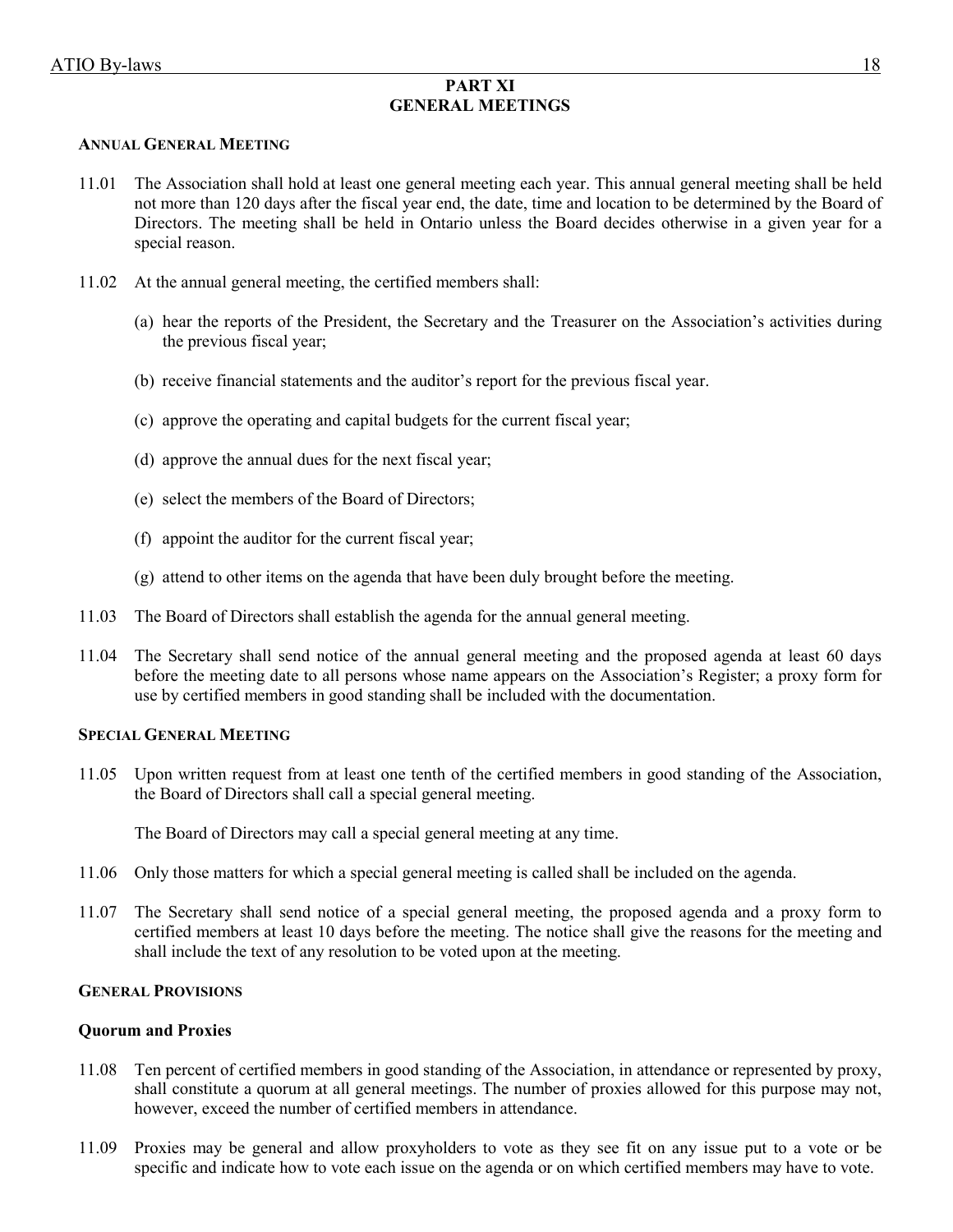## PART XI
## GENERAL MEETINGS

### ANNUAL GENERAL MEETING

11.01 The Association shall hold at least one general meeting each year. This annual general meeting shall be held not more than 120 days after the fiscal year end, the date, time and location to be determined by the Board of Directors. The meeting shall be held in Ontario unless the Board decides otherwise in a given year for a special reason.

11.02 At the annual general meeting, the certified members shall:

(a) hear the reports of the President, the Secretary and the Treasurer on the Association's activities during the previous fiscal year;

(b) receive financial statements and the auditor's report for the previous fiscal year.

(c) approve the operating and capital budgets for the current fiscal year;

(d) approve the annual dues for the next fiscal year;

(e) select the members of the Board of Directors;

(f) appoint the auditor for the current fiscal year;

(g) attend to other items on the agenda that have been duly brought before the meeting.

11.03 The Board of Directors shall establish the agenda for the annual general meeting.

11.04 The Secretary shall send notice of the annual general meeting and the proposed agenda at least 60 days before the meeting date to all persons whose name appears on the Association's Register; a proxy form for use by certified members in good standing shall be included with the documentation.

### SPECIAL GENERAL MEETING

11.05 Upon written request from at least one tenth of the certified members in good standing of the Association, the Board of Directors shall call a special general meeting.

The Board of Directors may call a special general meeting at any time.

11.06 Only those matters for which a special general meeting is called shall be included on the agenda.

11.07 The Secretary shall send notice of a special general meeting, the proposed agenda and a proxy form to certified members at least 10 days before the meeting. The notice shall give the reasons for the meeting and shall include the text of any resolution to be voted upon at the meeting.

### GENERAL PROVISIONS

**Quorum and Proxies**

11.08 Ten percent of certified members in good standing of the Association, in attendance or represented by proxy, shall constitute a quorum at all general meetings. The number of proxies allowed for this purpose may not, however, exceed the number of certified members in attendance.

11.09 Proxies may be general and allow proxyholders to vote as they see fit on any issue put to a vote or be specific and indicate how to vote each issue on the agenda or on which certified members may have to vote.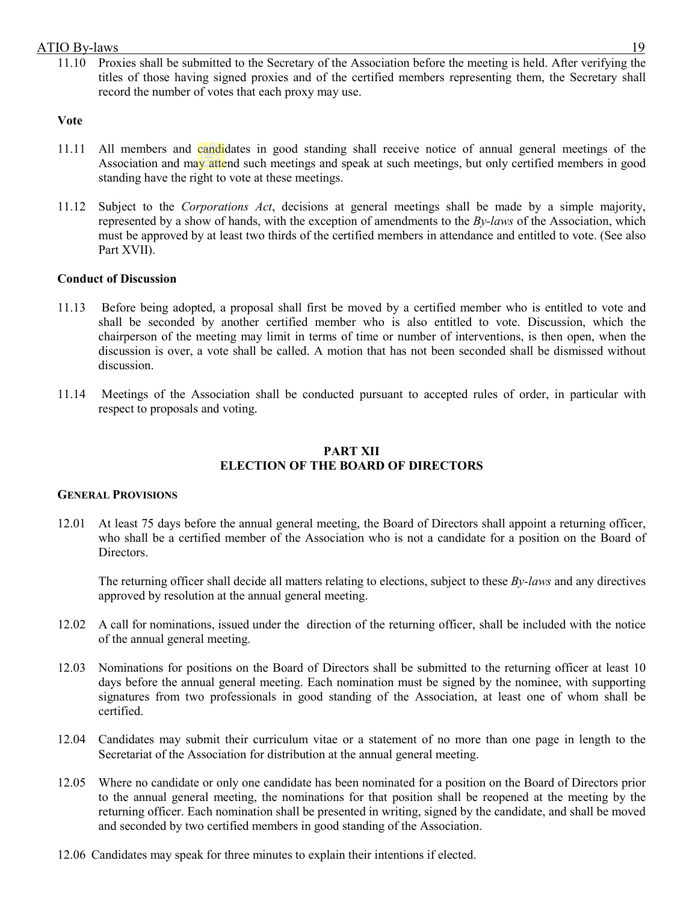11.10 Proxies shall be submitted to the Secretary of the Association before the meeting is held. After verifying the titles of those having signed proxies and of the certified members representing them, the Secretary shall record the number of votes that each proxy may use.

**Vote**

11.11 All members and candidates in good standing shall receive notice of annual general meetings of the Association and may attend such meetings and speak at such meetings, but only certified members in good standing have the right to vote at these meetings.

11.12 Subject to the *Corporations Act*, decisions at general meetings shall be made by a simple majority, represented by a show of hands, with the exception of amendments to the *By-laws* of the Association, which must be approved by at least two thirds of the certified members in attendance and entitled to vote. (See also Part XVII).

**Conduct of Discussion**

11.13 Before being adopted, a proposal shall first be moved by a certified member who is entitled to vote and shall be seconded by another certified member who is also entitled to vote. Discussion, which the chairperson of the meeting may limit in terms of time or number of interventions, is then open, when the discussion is over, a vote shall be called. A motion that has not been seconded shall be dismissed without discussion.

11.14 Meetings of the Association shall be conducted pursuant to accepted rules of order, in particular with respect to proposals and voting.

## PART XII
## ELECTION OF THE BOARD OF DIRECTORS

**GENERAL PROVISIONS**

12.01 At least 75 days before the annual general meeting, the Board of Directors shall appoint a returning officer, who shall be a certified member of the Association who is not a candidate for a position on the Board of Directors.

The returning officer shall decide all matters relating to elections, subject to these *By-laws* and any directives approved by resolution at the annual general meeting.

12.02 A call for nominations, issued under the direction of the returning officer, shall be included with the notice of the annual general meeting.

12.03 Nominations for positions on the Board of Directors shall be submitted to the returning officer at least 10 days before the annual general meeting. Each nomination must be signed by the nominee, with supporting signatures from two professionals in good standing of the Association, at least one of whom shall be certified.

12.04 Candidates may submit their curriculum vitae or a statement of no more than one page in length to the Secretariat of the Association for distribution at the annual general meeting.

12.05 Where no candidate or only one candidate has been nominated for a position on the Board of Directors prior to the annual general meeting, the nominations for that position shall be reopened at the meeting by the returning officer. Each nomination shall be presented in writing, signed by the candidate, and shall be moved and seconded by two certified members in good standing of the Association.

12.06 Candidates may speak for three minutes to explain their intentions if elected.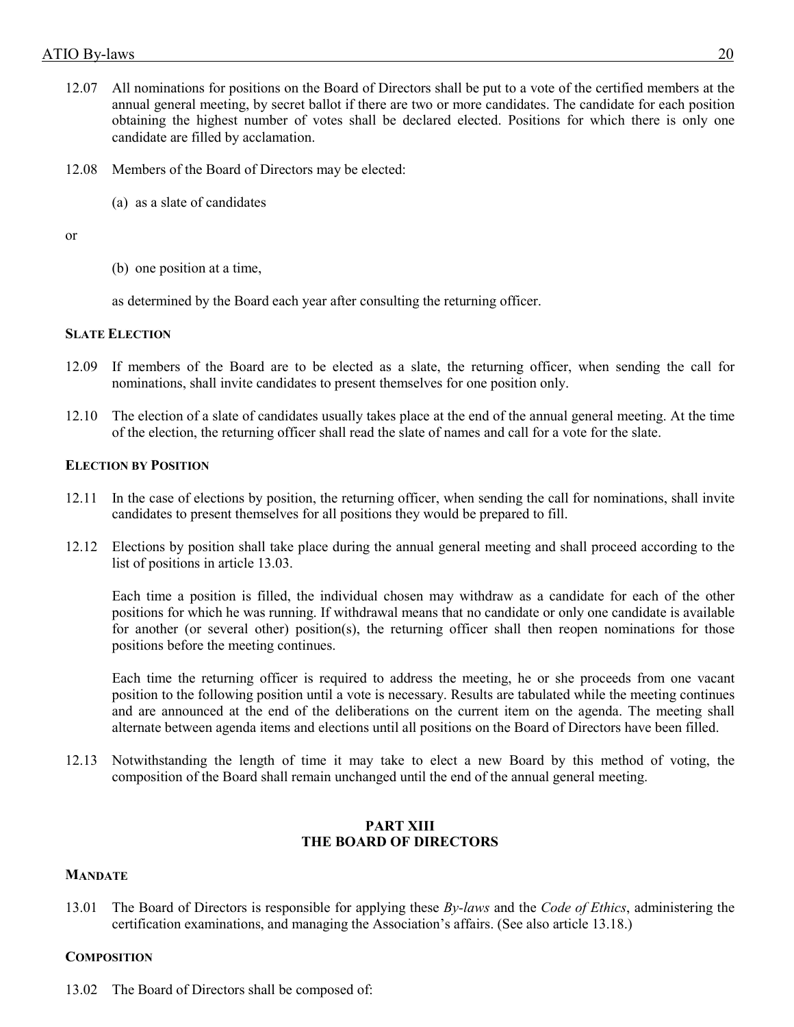12.07 All nominations for positions on the Board of Directors shall be put to a vote of the certified members at the annual general meeting, by secret ballot if there are two or more candidates. The candidate for each position obtaining the highest number of votes shall be declared elected. Positions for which there is only one candidate are filled by acclamation.

12.08 Members of the Board of Directors may be elected:

(a) as a slate of candidates

or

(b) one position at a time,

as determined by the Board each year after consulting the returning officer.

#### SLATE ELECTION

12.09 If members of the Board are to be elected as a slate, the returning officer, when sending the call for nominations, shall invite candidates to present themselves for one position only.

12.10 The election of a slate of candidates usually takes place at the end of the annual general meeting. At the time of the election, the returning officer shall read the slate of names and call for a vote for the slate.

#### ELECTION BY POSITION

12.11 In the case of elections by position, the returning officer, when sending the call for nominations, shall invite candidates to present themselves for all positions they would be prepared to fill.

12.12 Elections by position shall take place during the annual general meeting and shall proceed according to the list of positions in article 13.03.

Each time a position is filled, the individual chosen may withdraw as a candidate for each of the other positions for which he was running. If withdrawal means that no candidate or only one candidate is available for another (or several other) position(s), the returning officer shall then reopen nominations for those positions before the meeting continues.

Each time the returning officer is required to address the meeting, he or she proceeds from one vacant position to the following position until a vote is necessary. Results are tabulated while the meeting continues and are announced at the end of the deliberations on the current item on the agenda. The meeting shall alternate between agenda items and elections until all positions on the Board of Directors have been filled.

12.13 Notwithstanding the length of time it may take to elect a new Board by this method of voting, the composition of the Board shall remain unchanged until the end of the annual general meeting.

## PART XIII
## THE BOARD OF DIRECTORS

#### MANDATE

13.01 The Board of Directors is responsible for applying these *By-laws* and the *Code of Ethics*, administering the certification examinations, and managing the Association's affairs. (See also article 13.18.)

#### COMPOSITION

13.02 The Board of Directors shall be composed of: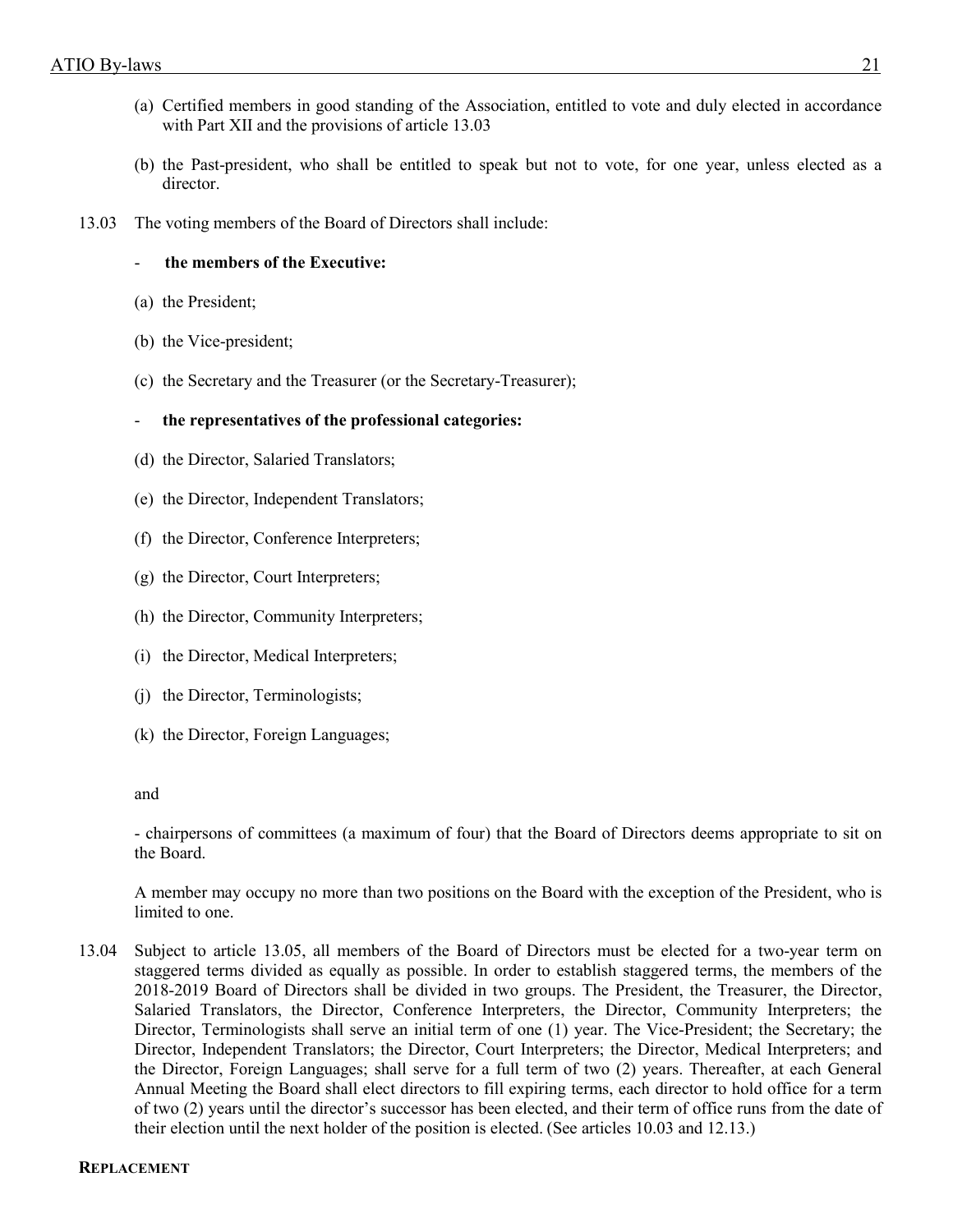(a) Certified members in good standing of the Association, entitled to vote and duly elected in accordance with Part XII and the provisions of article 13.03

(b) the Past-president, who shall be entitled to speak but not to vote, for one year, unless elected as a director.

13.03 The voting members of the Board of Directors shall include:

- **the members of the Executive:**

(a) the President;

(b) the Vice-president;

(c) the Secretary and the Treasurer (or the Secretary-Treasurer);

- **the representatives of the professional categories:**

(d) the Director, Salaried Translators;

(e) the Director, Independent Translators;

(f) the Director, Conference Interpreters;

(g) the Director, Court Interpreters;

(h) the Director, Community Interpreters;

(i) the Director, Medical Interpreters;

(j) the Director, Terminologists;

(k) the Director, Foreign Languages;

and

- chairpersons of committees (a maximum of four) that the Board of Directors deems appropriate to sit on the Board.

A member may occupy no more than two positions on the Board with the exception of the President, who is limited to one.

13.04 Subject to article 13.05, all members of the Board of Directors must be elected for a two-year term on staggered terms divided as equally as possible. In order to establish staggered terms, the members of the 2018-2019 Board of Directors shall be divided in two groups. The President, the Treasurer, the Director, Salaried Translators, the Director, Conference Interpreters, the Director, Community Interpreters; the Director, Terminologists shall serve an initial term of one (1) year. The Vice-President; the Secretary; the Director, Independent Translators; the Director, Court Interpreters; the Director, Medical Interpreters; and the Director, Foreign Languages; shall serve for a full term of two (2) years. Thereafter, at each General Annual Meeting the Board shall elect directors to fill expiring terms, each director to hold office for a term of two (2) years until the director's successor has been elected, and their term of office runs from the date of their election until the next holder of the position is elected. (See articles 10.03 and 12.13.)

**REPLACEMENT**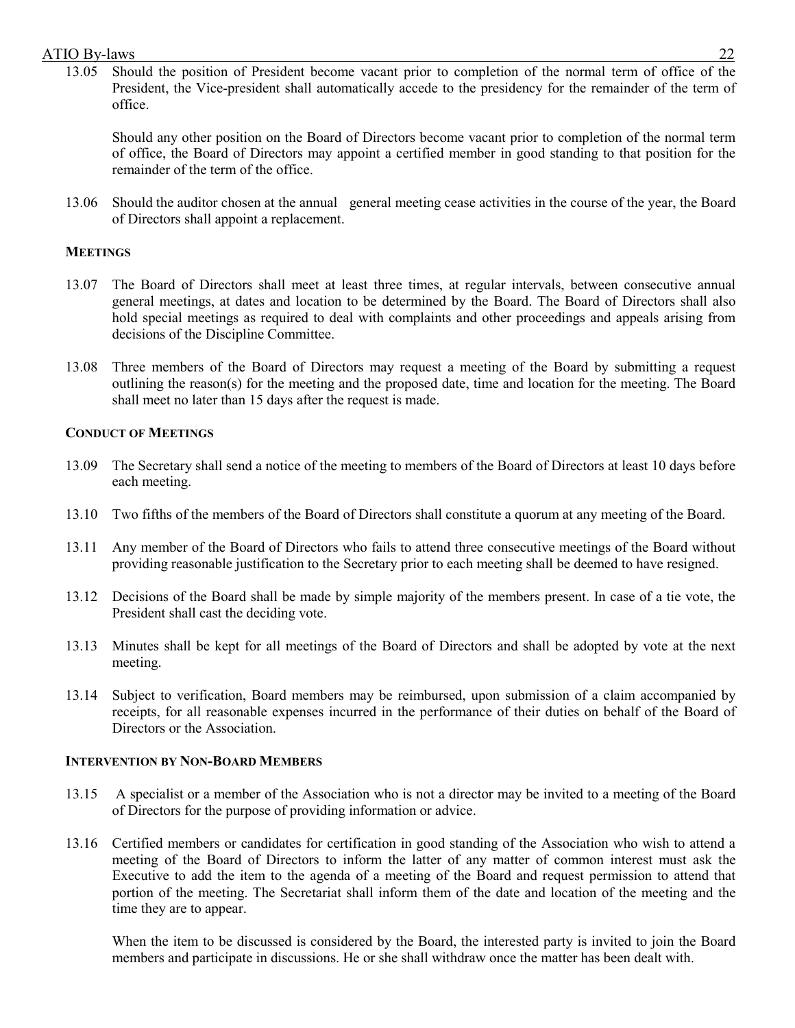13.05 Should the position of President become vacant prior to completion of the normal term of office of the President, the Vice-president shall automatically accede to the presidency for the remainder of the term of office.

Should any other position on the Board of Directors become vacant prior to completion of the normal term of office, the Board of Directors may appoint a certified member in good standing to that position for the remainder of the term of the office.

13.06 Should the auditor chosen at the annual general meeting cease activities in the course of the year, the Board of Directors shall appoint a replacement.

### MEETINGS

13.07 The Board of Directors shall meet at least three times, at regular intervals, between consecutive annual general meetings, at dates and location to be determined by the Board. The Board of Directors shall also hold special meetings as required to deal with complaints and other proceedings and appeals arising from decisions of the Discipline Committee.

13.08 Three members of the Board of Directors may request a meeting of the Board by submitting a request outlining the reason(s) for the meeting and the proposed date, time and location for the meeting. The Board shall meet no later than 15 days after the request is made.

### CONDUCT OF MEETINGS

13.09 The Secretary shall send a notice of the meeting to members of the Board of Directors at least 10 days before each meeting.

13.10 Two fifths of the members of the Board of Directors shall constitute a quorum at any meeting of the Board.

13.11 Any member of the Board of Directors who fails to attend three consecutive meetings of the Board without providing reasonable justification to the Secretary prior to each meeting shall be deemed to have resigned.

13.12 Decisions of the Board shall be made by simple majority of the members present. In case of a tie vote, the President shall cast the deciding vote.

13.13 Minutes shall be kept for all meetings of the Board of Directors and shall be adopted by vote at the next meeting.

13.14 Subject to verification, Board members may be reimbursed, upon submission of a claim accompanied by receipts, for all reasonable expenses incurred in the performance of their duties on behalf of the Board of Directors or the Association.

### INTERVENTION BY NON-BOARD MEMBERS

13.15 A specialist or a member of the Association who is not a director may be invited to a meeting of the Board of Directors for the purpose of providing information or advice.

13.16 Certified members or candidates for certification in good standing of the Association who wish to attend a meeting of the Board of Directors to inform the latter of any matter of common interest must ask the Executive to add the item to the agenda of a meeting of the Board and request permission to attend that portion of the meeting. The Secretariat shall inform them of the date and location of the meeting and the time they are to appear.

When the item to be discussed is considered by the Board, the interested party is invited to join the Board members and participate in discussions. He or she shall withdraw once the matter has been dealt with.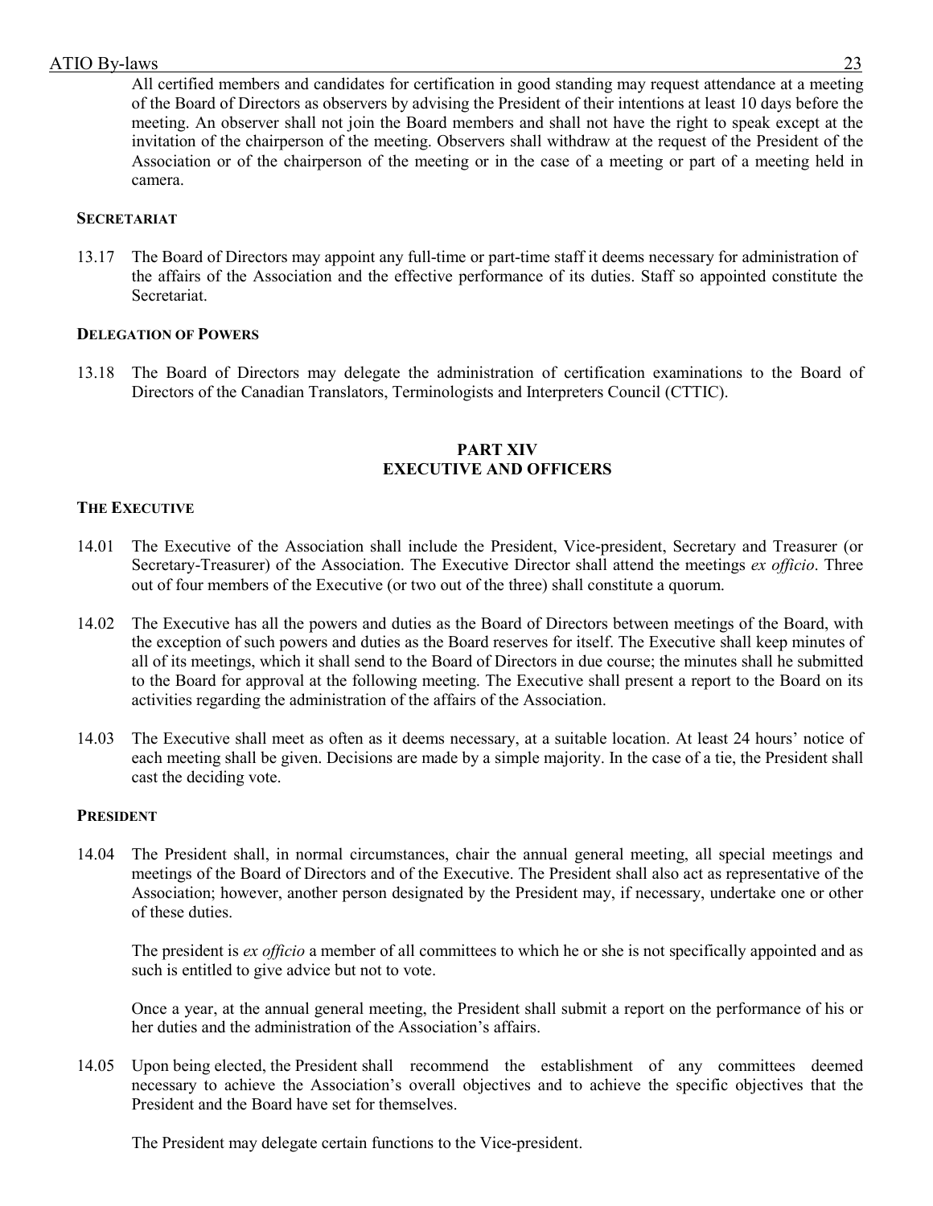All certified members and candidates for certification in good standing may request attendance at a meeting of the Board of Directors as observers by advising the President of their intentions at least 10 days before the meeting. An observer shall not join the Board members and shall not have the right to speak except at the invitation of the chairperson of the meeting. Observers shall withdraw at the request of the President of the Association or of the chairperson of the meeting or in the case of a meeting or part of a meeting held in camera.

#### SECRETARIAT

13.17 The Board of Directors may appoint any full-time or part-time staff it deems necessary for administration of the affairs of the Association and the effective performance of its duties. Staff so appointed constitute the Secretariat.

#### DELEGATION OF POWERS

13.18 The Board of Directors may delegate the administration of certification examinations to the Board of Directors of the Canadian Translators, Terminologists and Interpreters Council (CTTIC).

## PART XIV
## EXECUTIVE AND OFFICERS

#### THE EXECUTIVE

14.01 The Executive of the Association shall include the President, Vice-president, Secretary and Treasurer (or Secretary-Treasurer) of the Association. The Executive Director shall attend the meetings *ex officio*. Three out of four members of the Executive (or two out of the three) shall constitute a quorum.

14.02 The Executive has all the powers and duties as the Board of Directors between meetings of the Board, with the exception of such powers and duties as the Board reserves for itself. The Executive shall keep minutes of all of its meetings, which it shall send to the Board of Directors in due course; the minutes shall he submitted to the Board for approval at the following meeting. The Executive shall present a report to the Board on its activities regarding the administration of the affairs of the Association.

14.03 The Executive shall meet as often as it deems necessary, at a suitable location. At least 24 hours' notice of each meeting shall be given. Decisions are made by a simple majority. In the case of a tie, the President shall cast the deciding vote.

#### PRESIDENT

14.04 The President shall, in normal circumstances, chair the annual general meeting, all special meetings and meetings of the Board of Directors and of the Executive. The President shall also act as representative of the Association; however, another person designated by the President may, if necessary, undertake one or other of these duties.

The president is *ex officio* a member of all committees to which he or she is not specifically appointed and as such is entitled to give advice but not to vote.

Once a year, at the annual general meeting, the President shall submit a report on the performance of his or her duties and the administration of the Association's affairs.

14.05 Upon being elected, the President shall recommend the establishment of any committees deemed necessary to achieve the Association's overall objectives and to achieve the specific objectives that the President and the Board have set for themselves.

The President may delegate certain functions to the Vice-president.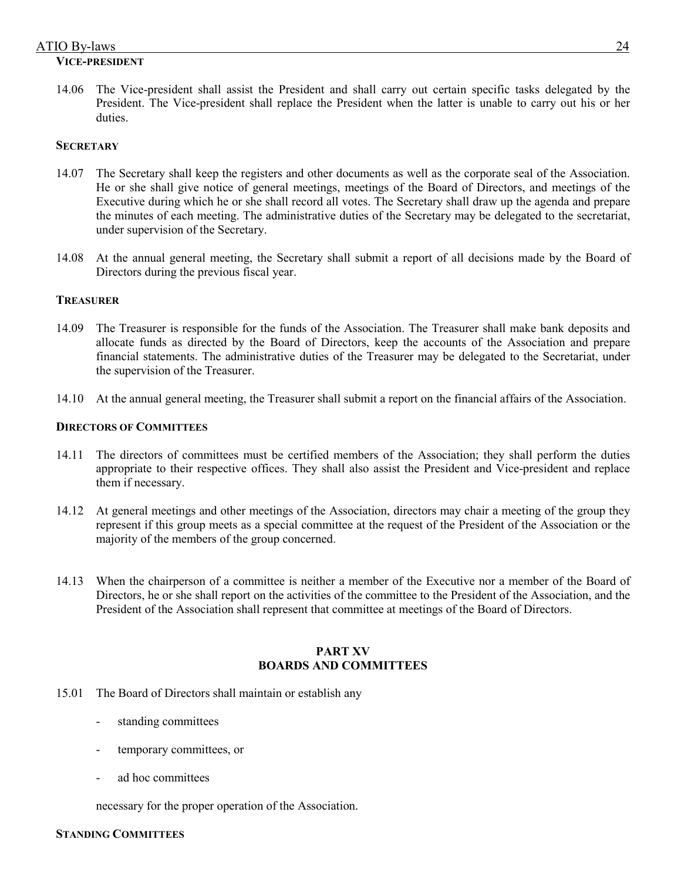#### VICE-PRESIDENT

14.06 The Vice-president shall assist the President and shall carry out certain specific tasks delegated by the President. The Vice-president shall replace the President when the latter is unable to carry out his or her duties.

#### SECRETARY

14.07 The Secretary shall keep the registers and other documents as well as the corporate seal of the Association. He or she shall give notice of general meetings, meetings of the Board of Directors, and meetings of the Executive during which he or she shall record all votes. The Secretary shall draw up the agenda and prepare the minutes of each meeting. The administrative duties of the Secretary may be delegated to the secretariat, under supervision of the Secretary.

14.08 At the annual general meeting, the Secretary shall submit a report of all decisions made by the Board of Directors during the previous fiscal year.

#### TREASURER

14.09 The Treasurer is responsible for the funds of the Association. The Treasurer shall make bank deposits and allocate funds as directed by the Board of Directors, keep the accounts of the Association and prepare financial statements. The administrative duties of the Treasurer may be delegated to the Secretariat, under the supervision of the Treasurer.

14.10 At the annual general meeting, the Treasurer shall submit a report on the financial affairs of the Association.

#### DIRECTORS OF COMMITTEES

14.11 The directors of committees must be certified members of the Association; they shall perform the duties appropriate to their respective offices. They shall also assist the President and Vice-president and replace them if necessary.

14.12 At general meetings and other meetings of the Association, directors may chair a meeting of the group they represent if this group meets as a special committee at the request of the President of the Association or the majority of the members of the group concerned.

14.13 When the chairperson of a committee is neither a member of the Executive nor a member of the Board of Directors, he or she shall report on the activities of the committee to the President of the Association, and the President of the Association shall represent that committee at meetings of the Board of Directors.

## PART XV
## BOARDS AND COMMITTEES

15.01 The Board of Directors shall maintain or establish any

- standing committees
- temporary committees, or
- ad hoc committees

necessary for the proper operation of the Association.

#### STANDING COMMITTEES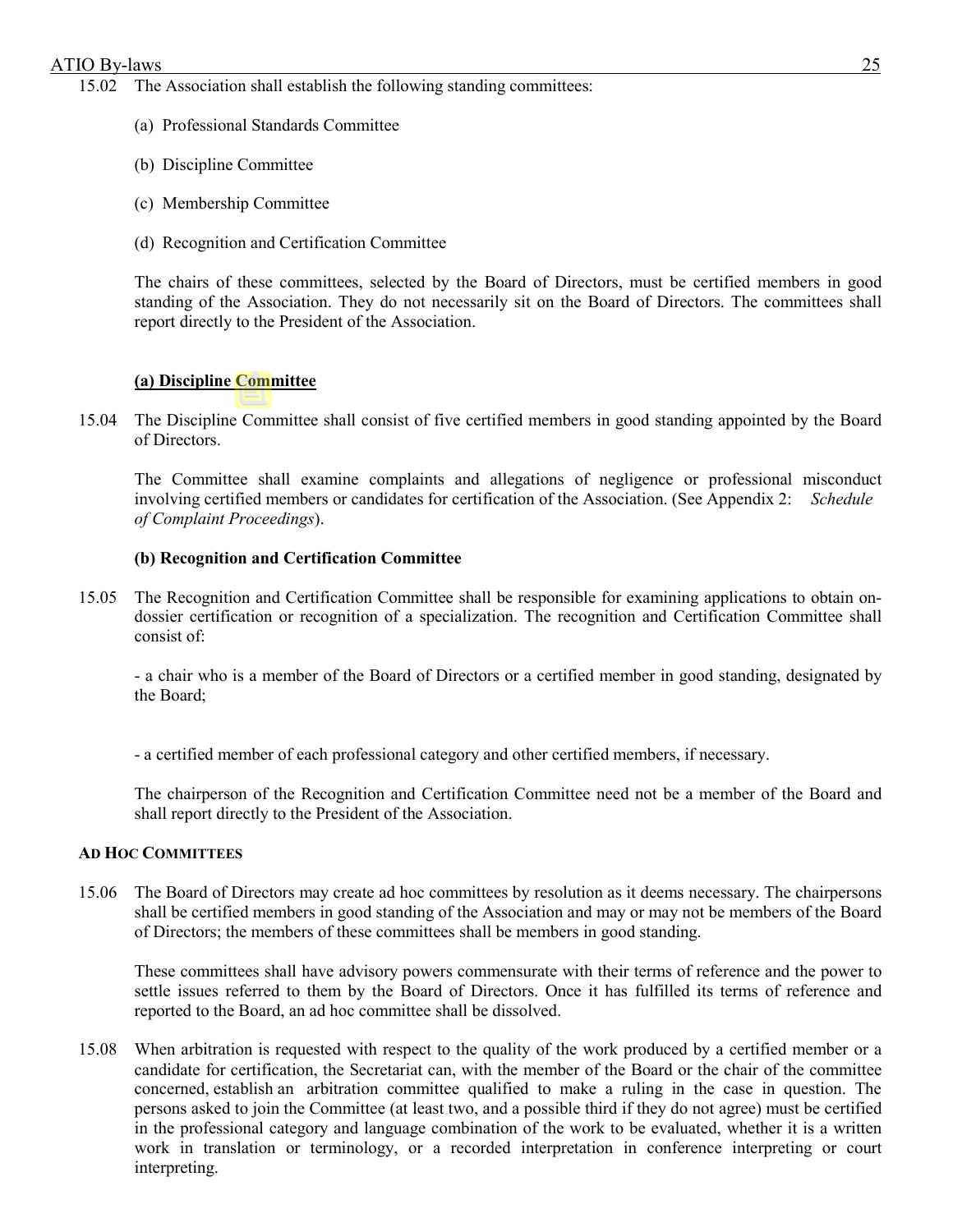15.02 The Association shall establish the following standing committees:

(a) Professional Standards Committee

(b) Discipline Committee

(c) Membership Committee

(d) Recognition and Certification Committee

The chairs of these committees, selected by the Board of Directors, must be certified members in good standing of the Association. They do not necessarily sit on the Board of Directors. The committees shall report directly to the President of the Association.

**(a) Discipline Committee**

15.04 The Discipline Committee shall consist of five certified members in good standing appointed by the Board of Directors.

The Committee shall examine complaints and allegations of negligence or professional misconduct involving certified members or candidates for certification of the Association. (See Appendix 2: *Schedule of Complaint Proceedings*).

**(b) Recognition and Certification Committee**

15.05 The Recognition and Certification Committee shall be responsible for examining applications to obtain on-dossier certification or recognition of a specialization. The recognition and Certification Committee shall consist of:

- a chair who is a member of the Board of Directors or a certified member in good standing, designated by the Board;

- a certified member of each professional category and other certified members, if necessary.

The chairperson of the Recognition and Certification Committee need not be a member of the Board and shall report directly to the President of the Association.

**AD HOC COMMITTEES**

15.06 The Board of Directors may create ad hoc committees by resolution as it deems necessary. The chairpersons shall be certified members in good standing of the Association and may or may not be members of the Board of Directors; the members of these committees shall be members in good standing.

These committees shall have advisory powers commensurate with their terms of reference and the power to settle issues referred to them by the Board of Directors. Once it has fulfilled its terms of reference and reported to the Board, an ad hoc committee shall be dissolved.

15.08 When arbitration is requested with respect to the quality of the work produced by a certified member or a candidate for certification, the Secretariat can, with the member of the Board or the chair of the committee concerned, establish an arbitration committee qualified to make a ruling in the case in question. The persons asked to join the Committee (at least two, and a possible third if they do not agree) must be certified in the professional category and language combination of the work to be evaluated, whether it is a written work in translation or terminology, or a recorded interpretation in conference interpreting or court interpreting.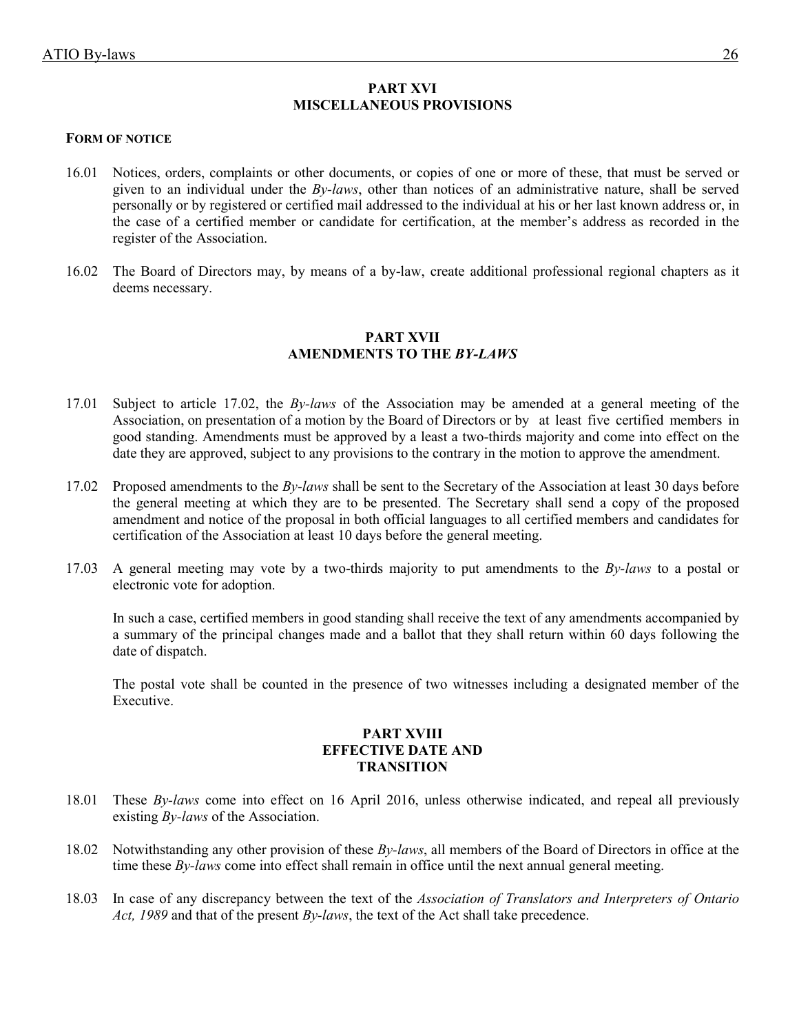## PART XVI
## MISCELLANEOUS PROVISIONS

**FORM OF NOTICE**

16.01 Notices, orders, complaints or other documents, or copies of one or more of these, that must be served or given to an individual under the *By-laws*, other than notices of an administrative nature, shall be served personally or by registered or certified mail addressed to the individual at his or her last known address or, in the case of a certified member or candidate for certification, at the member's address as recorded in the register of the Association.

16.02 The Board of Directors may, by means of a by-law, create additional professional regional chapters as it deems necessary.

## PART XVII
## AMENDMENTS TO THE *BY-LAWS*

17.01 Subject to article 17.02, the *By-laws* of the Association may be amended at a general meeting of the Association, on presentation of a motion by the Board of Directors or by at least five certified members in good standing. Amendments must be approved by a least a two-thirds majority and come into effect on the date they are approved, subject to any provisions to the contrary in the motion to approve the amendment.

17.02 Proposed amendments to the *By-laws* shall be sent to the Secretary of the Association at least 30 days before the general meeting at which they are to be presented. The Secretary shall send a copy of the proposed amendment and notice of the proposal in both official languages to all certified members and candidates for certification of the Association at least 10 days before the general meeting.

17.03 A general meeting may vote by a two-thirds majority to put amendments to the *By-laws* to a postal or electronic vote for adoption.

In such a case, certified members in good standing shall receive the text of any amendments accompanied by a summary of the principal changes made and a ballot that they shall return within 60 days following the date of dispatch.

The postal vote shall be counted in the presence of two witnesses including a designated member of the Executive.

## PART XVIII
## EFFECTIVE DATE AND TRANSITION

18.01 These *By-laws* come into effect on 16 April 2016, unless otherwise indicated, and repeal all previously existing *By-laws* of the Association.

18.02 Notwithstanding any other provision of these *By-laws*, all members of the Board of Directors in office at the time these *By-laws* come into effect shall remain in office until the next annual general meeting.

18.03 In case of any discrepancy between the text of the *Association of Translators and Interpreters of Ontario Act, 1989* and that of the present *By-laws*, the text of the Act shall take precedence.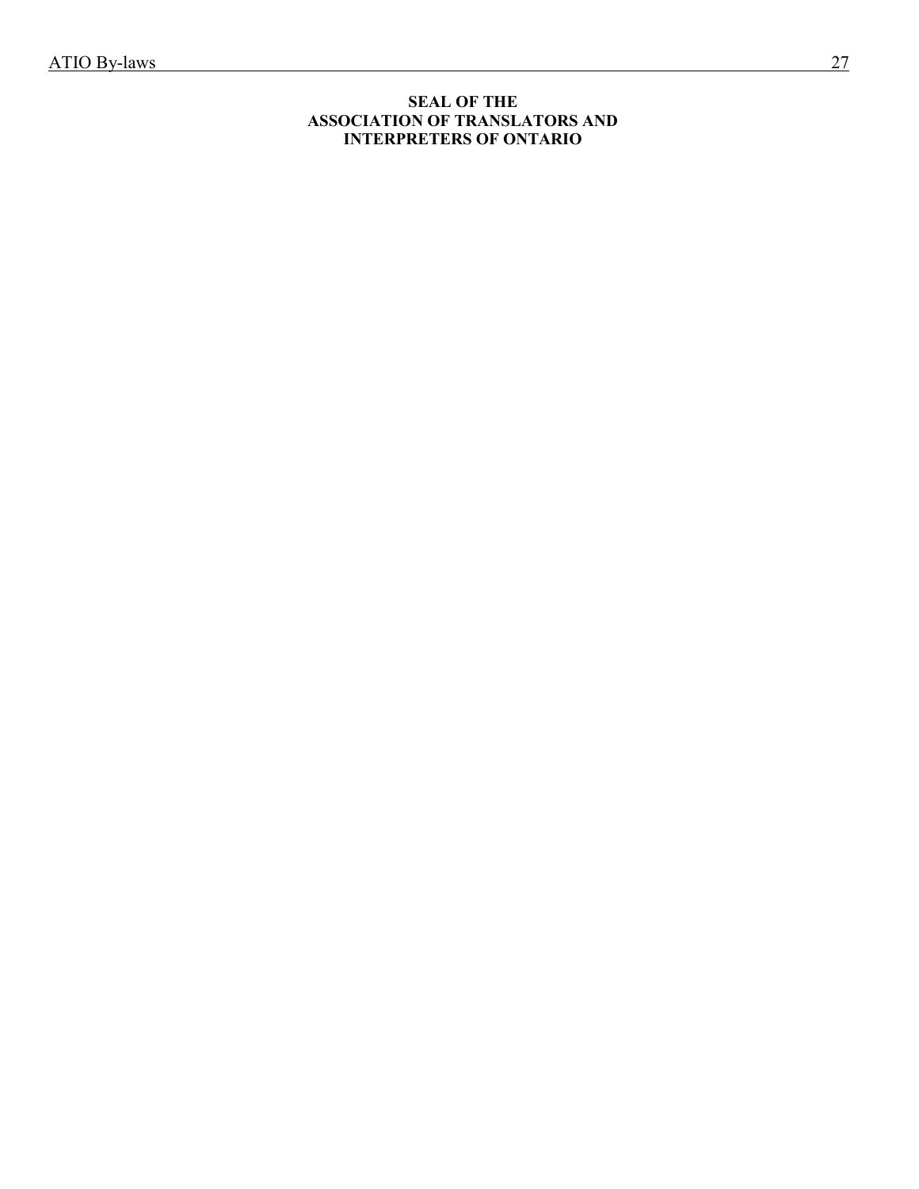**SEAL OF THE**
**ASSOCIATION OF TRANSLATORS AND**
**INTERPRETERS OF ONTARIO**